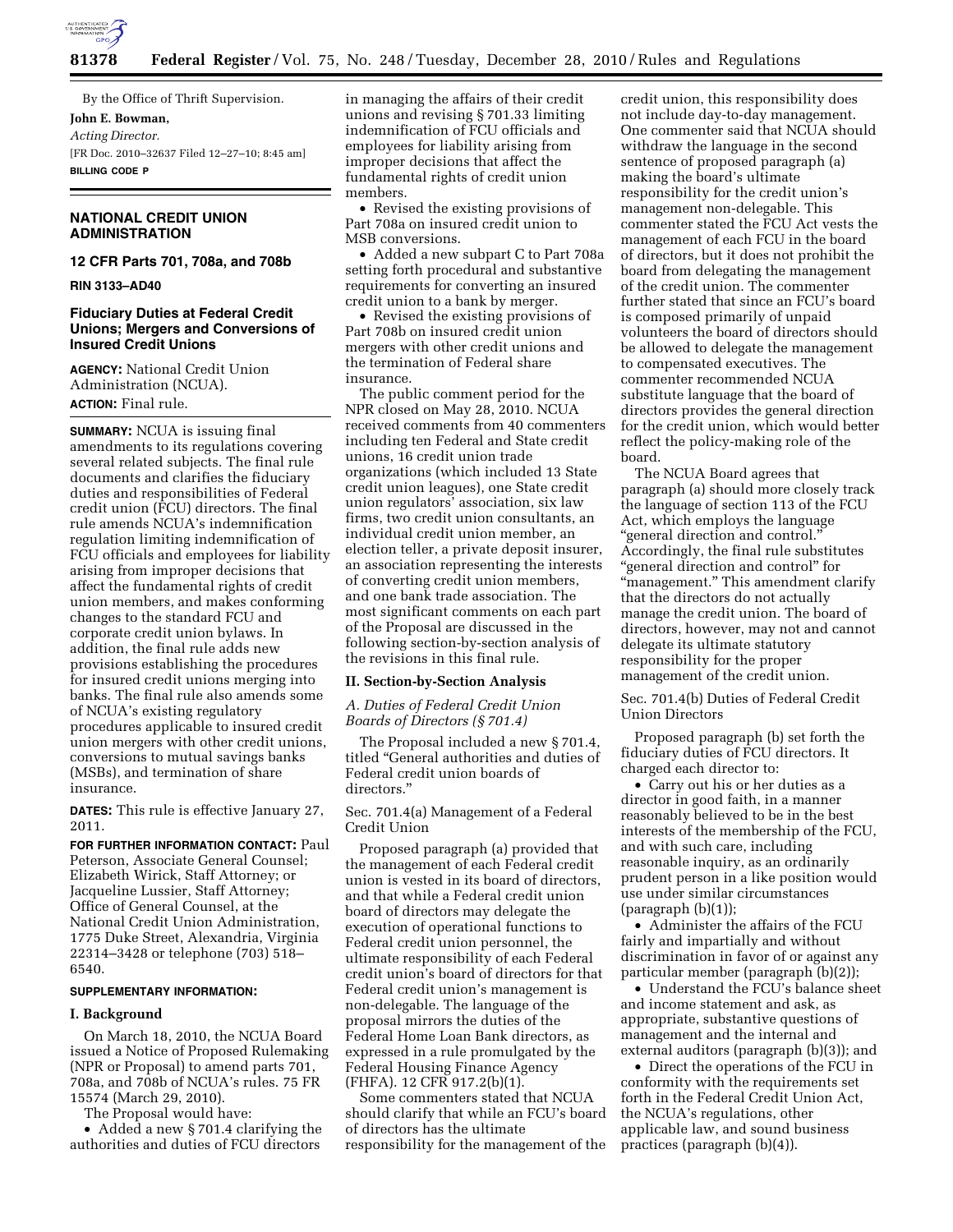By the Office of Thrift Supervision.

**John E. Bowman,**

*Acting Director.*

[FR Doc. 2010–32637 Filed 12–27–10; 8:45 am]

**BILLING CODE P**

## NATIONAL CREDIT UNION ADMINISTRATION

### 12 CFR Parts 701, 708a, and 708b

**RIN 3133–AD40**

### Fiduciary Duties at Federal Credit Unions; Mergers and Conversions of Insured Credit Unions

**AGENCY:** National Credit Union Administration (NCUA).

**ACTION:** Final rule.

**SUMMARY:** NCUA is issuing final amendments to its regulations covering several related subjects. The final rule documents and clarifies the fiduciary duties and responsibilities of Federal credit union (FCU) directors. The final rule amends NCUA's indemnification regulation limiting indemnification of FCU officials and employees for liability arising from improper decisions that affect the fundamental rights of credit union members, and makes conforming changes to the standard FCU and corporate credit union bylaws. In addition, the final rule adds new provisions establishing the procedures for insured credit unions merging into banks. The final rule also amends some of NCUA's existing regulatory procedures applicable to insured credit union mergers with other credit unions, conversions to mutual savings banks (MSBs), and termination of share insurance.

**DATES:** This rule is effective January 27, 2011.

**FOR FURTHER INFORMATION CONTACT:** Paul Peterson, Associate General Counsel; Elizabeth Wirick, Staff Attorney; or Jacqueline Lussier, Staff Attorney; Office of General Counsel, at the National Credit Union Administration, 1775 Duke Street, Alexandria, Virginia 22314–3428 or telephone (703) 518–6540.

**SUPPLEMENTARY INFORMATION:**

#### I. Background

On March 18, 2010, the NCUA Board issued a Notice of Proposed Rulemaking (NPR or Proposal) to amend parts 701, 708a, and 708b of NCUA's rules. 75 FR 15574 (March 29, 2010).

The Proposal would have:

- Added a new § 701.4 clarifying the authorities and duties of FCU directors in managing the affairs of their credit unions and revising § 701.33 limiting indemnification of FCU officials and employees for liability arising from improper decisions that affect the fundamental rights of credit union members.
- Revised the existing provisions of Part 708a on insured credit union to MSB conversions.
- Added a new subpart C to Part 708a setting forth procedural and substantive requirements for converting an insured credit union to a bank by merger.
- Revised the existing provisions of Part 708b on insured credit union mergers with other credit unions and the termination of Federal share insurance.

The public comment period for the NPR closed on May 28, 2010. NCUA received comments from 40 commenters including ten Federal and State credit unions, 16 credit union trade organizations (which included 13 State credit union leagues), one State credit union regulators' association, six law firms, two credit union consultants, an individual credit union member, an election teller, a private deposit insurer, an association representing the interests of converting credit union members, and one bank trade association. The most significant comments on each part of the Proposal are discussed in the following section-by-section analysis of the revisions in this final rule.

#### II. Section-by-Section Analysis

*A. Duties of Federal Credit Union Boards of Directors (§ 701.4)*

The Proposal included a new § 701.4, titled "General authorities and duties of Federal credit union boards of directors."

Sec. 701.4(a) Management of a Federal Credit Union

Proposed paragraph (a) provided that the management of each Federal credit union is vested in its board of directors, and that while a Federal credit union board of directors may delegate the execution of operational functions to Federal credit union personnel, the ultimate responsibility of each Federal credit union's board of directors for that Federal credit union's management is non-delegable. The language of the proposal mirrors the duties of the Federal Home Loan Bank directors, as expressed in a rule promulgated by the Federal Housing Finance Agency (FHFA). 12 CFR 917.2(b)(1).

Some commenters stated that NCUA should clarify that while an FCU's board of directors has the ultimate responsibility for the management of the credit union, this responsibility does not include day-to-day management. One commenter said that NCUA should withdraw the language in the second sentence of proposed paragraph (a) making the board's ultimate responsibility for the credit union's management non-delegable. This commenter stated the FCU Act vests the management of each FCU in the board of directors, but it does not prohibit the board from delegating the management of the credit union. The commenter further stated that since an FCU's board is composed primarily of unpaid volunteers the board of directors should be allowed to delegate the management to compensated executives. The commenter recommended NCUA substitute language that the board of directors provides the general direction for the credit union, which would better reflect the policy-making role of the board.

The NCUA Board agrees that paragraph (a) should more closely track the language of section 113 of the FCU Act, which employs the language "general direction and control." Accordingly, the final rule substitutes "general direction and control" for "management." This amendment clarify that the directors do not actually manage the credit union. The board of directors, however, may not and cannot delegate its ultimate statutory responsibility for the proper management of the credit union.

Sec. 701.4(b) Duties of Federal Credit Union Directors

Proposed paragraph (b) set forth the fiduciary duties of FCU directors. It charged each director to:

- Carry out his or her duties as a director in good faith, in a manner reasonably believed to be in the best interests of the membership of the FCU, and with such care, including reasonable inquiry, as an ordinarily prudent person in a like position would use under similar circumstances (paragraph (b)(1));
- Administer the affairs of the FCU fairly and impartially and without discrimination in favor of or against any particular member (paragraph (b)(2));
- Understand the FCU's balance sheet and income statement and ask, as appropriate, substantive questions of management and the internal and external auditors (paragraph (b)(3)); and
- Direct the operations of the FCU in conformity with the requirements set forth in the Federal Credit Union Act, the NCUA's regulations, other applicable law, and sound business practices (paragraph (b)(4)).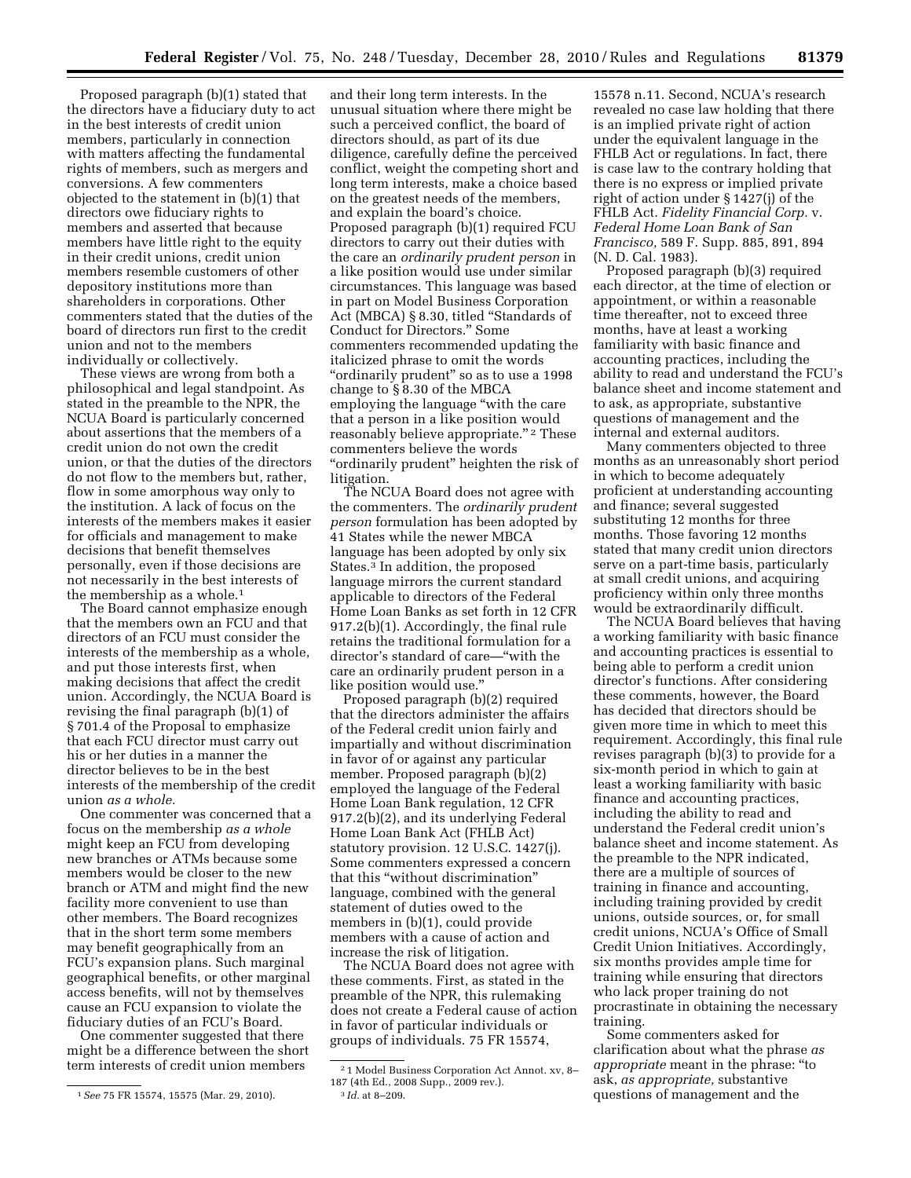Proposed paragraph (b)(1) stated that the directors have a fiduciary duty to act in the best interests of credit union members, particularly in connection with matters affecting the fundamental rights of members, such as mergers and conversions. A few commenters objected to the statement in (b)(1) that directors owe fiduciary rights to members and asserted that because members have little right to the equity in their credit unions, credit union members resemble customers of other depository institutions more than shareholders in corporations. Other commenters stated that the duties of the board of directors run first to the credit union and not to the members individually or collectively.

These views are wrong from both a philosophical and legal standpoint. As stated in the preamble to the NPR, the NCUA Board is particularly concerned about assertions that the members of a credit union do not own the credit union, or that the duties of the directors do not flow to the members but, rather, flow in some amorphous way only to the institution. A lack of focus on the interests of the members makes it easier for officials and management to make decisions that benefit themselves personally, even if those decisions are not necessarily in the best interests of the membership as a whole.[1]

The Board cannot emphasize enough that the members own an FCU and that directors of an FCU must consider the interests of the membership as a whole, and put those interests first, when making decisions that affect the credit union. Accordingly, the NCUA Board is revising the final paragraph (b)(1) of § 701.4 of the Proposal to emphasize that each FCU director must carry out his or her duties in a manner the director believes to be in the best interests of the membership of the credit union *as a whole.*

One commenter was concerned that a focus on the membership *as a whole* might keep an FCU from developing new branches or ATMs because some members would be closer to the new branch or ATM and might find the new facility more convenient to use than other members. The Board recognizes that in the short term some members may benefit geographically from an FCU's expansion plans. Such marginal geographical benefits, or other marginal access benefits, will not by themselves cause an FCU expansion to violate the fiduciary duties of an FCU's Board.

One commenter suggested that there might be a difference between the short term interests of credit union members and their long term interests. In the unusual situation where there might be such a perceived conflict, the board of directors should, as part of its due diligence, carefully define the perceived conflict, weight the competing short and long term interests, make a choice based on the greatest needs of the members, and explain the board's choice. Proposed paragraph (b)(1) required FCU directors to carry out their duties with the care an *ordinarily prudent person* in a like position would use under similar circumstances. This language was based in part on Model Business Corporation Act (MBCA) § 8.30, titled "Standards of Conduct for Directors." Some commenters recommended updating the italicized phrase to omit the words "ordinarily prudent" so as to use a 1998 change to § 8.30 of the MBCA employing the language "with the care that a person in a like position would reasonably believe appropriate."[2] These commenters believe the words "ordinarily prudent" heighten the risk of litigation.

The NCUA Board does not agree with the commenters. The *ordinarily prudent person* formulation has been adopted by 41 States while the newer MBCA language has been adopted by only six States.[3] In addition, the proposed language mirrors the current standard applicable to directors of the Federal Home Loan Banks as set forth in 12 CFR 917.2(b)(1). Accordingly, the final rule retains the traditional formulation for a director's standard of care—"with the care an ordinarily prudent person in a like position would use."

Proposed paragraph (b)(2) required that the directors administer the affairs of the Federal credit union fairly and impartially and without discrimination in favor of or against any particular member. Proposed paragraph (b)(2) employed the language of the Federal Home Loan Bank regulation, 12 CFR 917.2(b)(2), and its underlying Federal Home Loan Bank Act (FHLB Act) statutory provision. 12 U.S.C. 1427(j). Some commenters expressed a concern that this "without discrimination" language, combined with the general statement of duties owed to the members in (b)(1), could provide members with a cause of action and increase the risk of litigation.

The NCUA Board does not agree with these comments. First, as stated in the preamble of the NPR, this rulemaking does not create a Federal cause of action in favor of particular individuals or groups of individuals. 75 FR 15574, 15578 n.11. Second, NCUA's research revealed no case law holding that there is an implied private right of action under the equivalent language in the FHLB Act or regulations. In fact, there is case law to the contrary holding that there is no express or implied private right of action under § 1427(j) of the FHLB Act. *Fidelity Financial Corp.* v. *Federal Home Loan Bank of San Francisco,* 589 F. Supp. 885, 891, 894 (N. D. Cal. 1983).

Proposed paragraph (b)(3) required each director, at the time of election or appointment, or within a reasonable time thereafter, not to exceed three months, have at least a working familiarity with basic finance and accounting practices, including the ability to read and understand the FCU's balance sheet and income statement and to ask, as appropriate, substantive questions of management and the internal and external auditors.

Many commenters objected to three months as an unreasonably short period in which to become adequately proficient at understanding accounting and finance; several suggested substituting 12 months for three months. Those favoring 12 months stated that many credit union directors serve on a part-time basis, particularly at small credit unions, and acquiring proficiency within only three months would be extraordinarily difficult.

The NCUA Board believes that having a working familiarity with basic finance and accounting practices is essential to being able to perform a credit union director's functions. After considering these comments, however, the Board has decided that directors should be given more time in which to meet this requirement. Accordingly, this final rule revises paragraph (b)(3) to provide for a six-month period in which to gain at least a working familiarity with basic finance and accounting practices, including the ability to read and understand the Federal credit union's balance sheet and income statement. As the preamble to the NPR indicated, there are a multiple of sources of training in finance and accounting, including training provided by credit unions, outside sources, or, for small credit unions, NCUA's Office of Small Credit Union Initiatives. Accordingly, six months provides ample time for training while ensuring that directors who lack proper training do not procrastinate in obtaining the necessary training.

Some commenters asked for clarification about what the phrase *as appropriate* meant in the phrase: "to ask, *as appropriate,* substantive questions of management and the

---

[1] *See* 75 FR 15574, 15575 (Mar. 29, 2010).

[2] 1 Model Business Corporation Act Annot. xv, 8–187 (4th Ed., 2008 Supp., 2009 rev.).

[3] *Id.* at 8–209.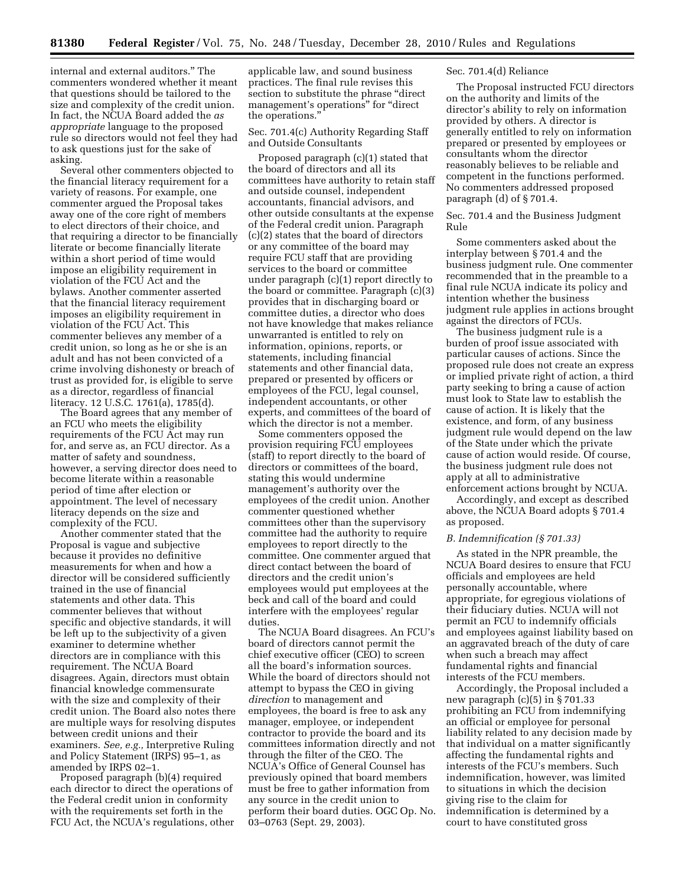internal and external auditors." The commenters wondered whether it meant that questions should be tailored to the size and complexity of the credit union. In fact, the NCUA Board added the *as appropriate* language to the proposed rule so directors would not feel they had to ask questions just for the sake of asking.

Several other commenters objected to the financial literacy requirement for a variety of reasons. For example, one commenter argued the Proposal takes away one of the core right of members to elect directors of their choice, and that requiring a director to be financially literate or become financially literate within a short period of time would impose an eligibility requirement in violation of the FCU Act and the bylaws. Another commenter asserted that the financial literacy requirement imposes an eligibility requirement in violation of the FCU Act. This commenter believes any member of a credit union, so long as he or she is an adult and has not been convicted of a crime involving dishonesty or breach of trust as provided for, is eligible to serve as a director, regardless of financial literacy. 12 U.S.C. 1761(a), 1785(d).

The Board agrees that any member of an FCU who meets the eligibility requirements of the FCU Act may run for, and serve as, an FCU director. As a matter of safety and soundness, however, a serving director does need to become literate within a reasonable period of time after election or appointment. The level of necessary literacy depends on the size and complexity of the FCU.

Another commenter stated that the Proposal is vague and subjective because it provides no definitive measurements for when and how a director will be considered sufficiently trained in the use of financial statements and other data. This commenter believes that without specific and objective standards, it will be left up to the subjectivity of a given examiner to determine whether directors are in compliance with this requirement. The NCUA Board disagrees. Again, directors must obtain financial knowledge commensurate with the size and complexity of their credit union. The Board also notes there are multiple ways for resolving disputes between credit unions and their examiners. *See, e.g.,* Interpretive Ruling and Policy Statement (IRPS) 95–1, as amended by IRPS 02–1.

Proposed paragraph (b)(4) required each director to direct the operations of the Federal credit union in conformity with the requirements set forth in the FCU Act, the NCUA's regulations, other applicable law, and sound business practices. The final rule revises this section to substitute the phrase "direct management's operations" for "direct the operations."

Sec. 701.4(c) Authority Regarding Staff and Outside Consultants

Proposed paragraph (c)(1) stated that the board of directors and all its committees have authority to retain staff and outside counsel, independent accountants, financial advisors, and other outside consultants at the expense of the Federal credit union. Paragraph (c)(2) states that the board of directors or any committee of the board may require FCU staff that are providing services to the board or committee under paragraph (c)(1) report directly to the board or committee. Paragraph (c)(3) provides that in discharging board or committee duties, a director who does not have knowledge that makes reliance unwarranted is entitled to rely on information, opinions, reports, or statements, including financial statements and other financial data, prepared or presented by officers or employees of the FCU, legal counsel, independent accountants, or other experts, and committees of the board of which the director is not a member.

Some commenters opposed the provision requiring FCU employees (staff) to report directly to the board of directors or committees of the board, stating this would undermine management's authority over the employees of the credit union. Another commenter questioned whether committees other than the supervisory committee had the authority to require employees to report directly to the committee. One commenter argued that direct contact between the board of directors and the credit union's employees would put employees at the beck and call of the board and could interfere with the employees' regular duties.

The NCUA Board disagrees. An FCU's board of directors cannot permit the chief executive officer (CEO) to screen all the board's information sources. While the board of directors should not attempt to bypass the CEO in giving *direction* to management and employees, the board is free to ask any manager, employee, or independent contractor to provide the board and its committees information directly and not through the filter of the CEO. The NCUA's Office of General Counsel has previously opined that board members must be free to gather information from any source in the credit union to perform their board duties. OGC Op. No. 03–0763 (Sept. 29, 2003).

Sec. 701.4(d) Reliance

The Proposal instructed FCU directors on the authority and limits of the director's ability to rely on information provided by others. A director is generally entitled to rely on information prepared or presented by employees or consultants whom the director reasonably believes to be reliable and competent in the functions performed. No commenters addressed proposed paragraph (d) of § 701.4.

Sec. 701.4 and the Business Judgment Rule

Some commenters asked about the interplay between § 701.4 and the business judgment rule. One commenter recommended that in the preamble to a final rule NCUA indicate its policy and intention whether the business judgment rule applies in actions brought against the directors of FCUs.

The business judgment rule is a burden of proof issue associated with particular causes of actions. Since the proposed rule does not create an express or implied private right of action, a third party seeking to bring a cause of action must look to State law to establish the cause of action. It is likely that the existence, and form, of any business judgment rule would depend on the law of the State under which the private cause of action would reside. Of course, the business judgment rule does not apply at all to administrative enforcement actions brought by NCUA.

Accordingly, and except as described above, the NCUA Board adopts § 701.4 as proposed.

### *B. Indemnification (§ 701.33)*

As stated in the NPR preamble, the NCUA Board desires to ensure that FCU officials and employees are held personally accountable, where appropriate, for egregious violations of their fiduciary duties. NCUA will not permit an FCU to indemnify officials and employees against liability based on an aggravated breach of the duty of care when such a breach may affect fundamental rights and financial interests of the FCU members.

Accordingly, the Proposal included a new paragraph (c)(5) in § 701.33 prohibiting an FCU from indemnifying an official or employee for personal liability related to any decision made by that individual on a matter significantly affecting the fundamental rights and interests of the FCU's members. Such indemnification, however, was limited to situations in which the decision giving rise to the claim for indemnification is determined by a court to have constituted gross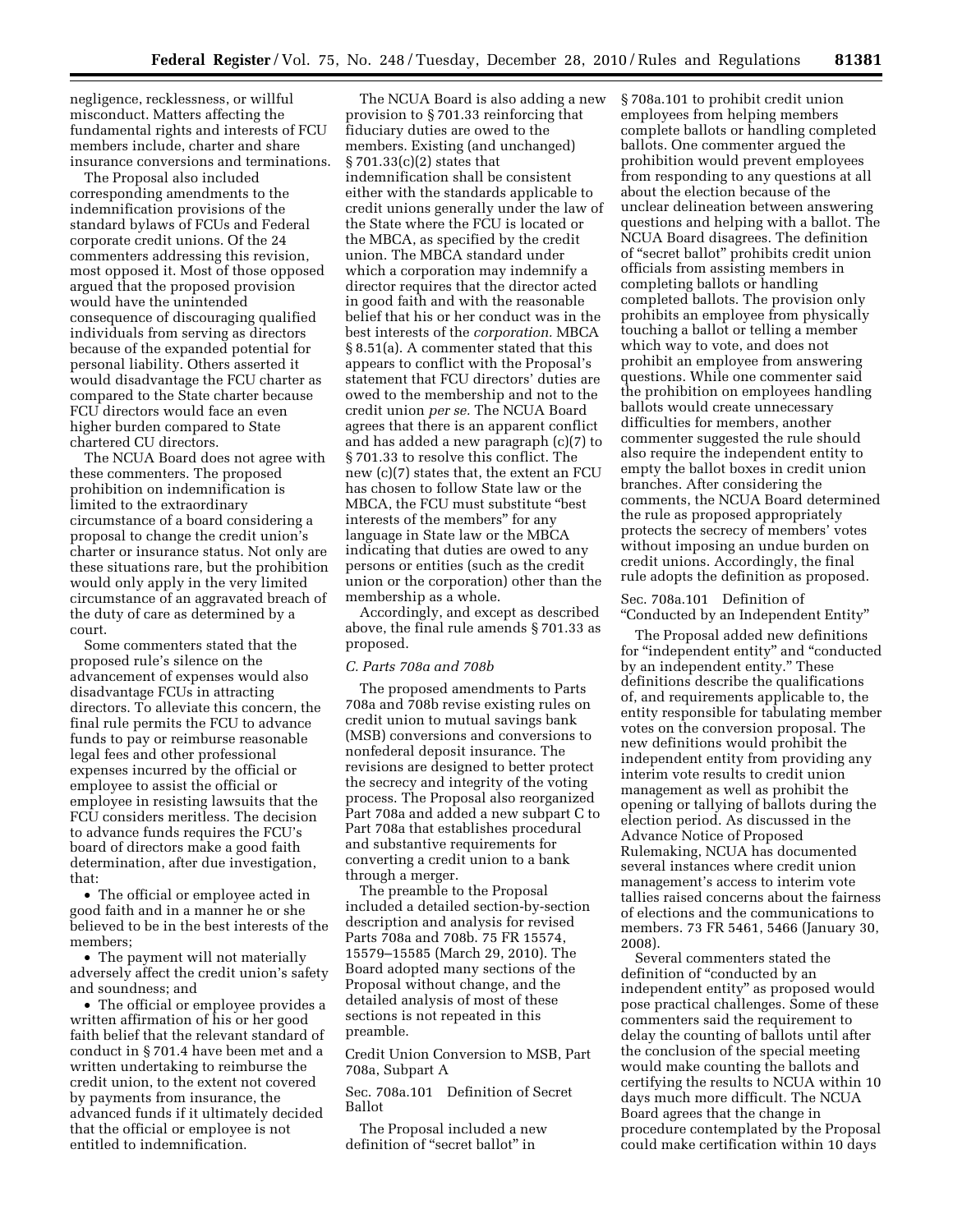negligence, recklessness, or willful misconduct. Matters affecting the fundamental rights and interests of FCU members include, charter and share insurance conversions and terminations.

The Proposal also included corresponding amendments to the indemnification provisions of the standard bylaws of FCUs and Federal corporate credit unions. Of the 24 commenters addressing this revision, most opposed it. Most of those opposed argued that the proposed provision would have the unintended consequence of discouraging qualified individuals from serving as directors because of the expanded potential for personal liability. Others asserted it would disadvantage the FCU charter as compared to the State charter because FCU directors would face an even higher burden compared to State chartered CU directors.

The NCUA Board does not agree with these commenters. The proposed prohibition on indemnification is limited to the extraordinary circumstance of a board considering a proposal to change the credit union's charter or insurance status. Not only are these situations rare, but the prohibition would only apply in the very limited circumstance of an aggravated breach of the duty of care as determined by a court.

Some commenters stated that the proposed rule's silence on the advancement of expenses would also disadvantage FCUs in attracting directors. To alleviate this concern, the final rule permits the FCU to advance funds to pay or reimburse reasonable legal fees and other professional expenses incurred by the official or employee to assist the official or employee in resisting lawsuits that the FCU considers meritless. The decision to advance funds requires the FCU's board of directors make a good faith determination, after due investigation, that:

- The official or employee acted in good faith and in a manner he or she believed to be in the best interests of the members;
- The payment will not materially adversely affect the credit union's safety and soundness; and
- The official or employee provides a written affirmation of his or her good faith belief that the relevant standard of conduct in § 701.4 have been met and a written undertaking to reimburse the credit union, to the extent not covered by payments from insurance, the advanced funds if it ultimately decided that the official or employee is not entitled to indemnification.

The NCUA Board is also adding a new provision to § 701.33 reinforcing that fiduciary duties are owed to the members. Existing (and unchanged) § 701.33(c)(2) states that indemnification shall be consistent either with the standards applicable to credit unions generally under the law of the State where the FCU is located or the MBCA, as specified by the credit union. The MBCA standard under which a corporation may indemnify a director requires that the director acted in good faith and with the reasonable belief that his or her conduct was in the best interests of the *corporation.* MBCA § 8.51(a). A commenter stated that this appears to conflict with the Proposal's statement that FCU directors' duties are owed to the membership and not to the credit union *per se.* The NCUA Board agrees that there is an apparent conflict and has added a new paragraph (c)(7) to § 701.33 to resolve this conflict. The new (c)(7) states that, the extent an FCU has chosen to follow State law or the MBCA, the FCU must substitute "best interests of the members" for any language in State law or the MBCA indicating that duties are owed to any persons or entities (such as the credit union or the corporation) other than the membership as a whole.

Accordingly, and except as described above, the final rule amends § 701.33 as proposed.

### *C. Parts 708a and 708b*

The proposed amendments to Parts 708a and 708b revise existing rules on credit union to mutual savings bank (MSB) conversions and conversions to nonfederal deposit insurance. The revisions are designed to better protect the secrecy and integrity of the voting process. The Proposal also reorganized Part 708a and added a new subpart C to Part 708a that establishes procedural and substantive requirements for converting a credit union to a bank through a merger.

The preamble to the Proposal included a detailed section-by-section description and analysis for revised Parts 708a and 708b. 75 FR 15574, 15579–15585 (March 29, 2010). The Board adopted many sections of the Proposal without change, and the detailed analysis of most of these sections is not repeated in this preamble.

Credit Union Conversion to MSB, Part 708a, Subpart A

Sec. 708a.101 Definition of Secret Ballot

The Proposal included a new definition of "secret ballot" in § 708a.101 to prohibit credit union employees from helping members complete ballots or handling completed ballots. One commenter argued the prohibition would prevent employees from responding to any questions at all about the election because of the unclear delineation between answering questions and helping with a ballot. The NCUA Board disagrees. The definition of "secret ballot" prohibits credit union officials from assisting members in completing ballots or handling completed ballots. The provision only prohibits an employee from physically touching a ballot or telling a member which way to vote, and does not prohibit an employee from answering questions. While one commenter said the prohibition on employees handling ballots would create unnecessary difficulties for members, another commenter suggested the rule should also require the independent entity to empty the ballot boxes in credit union branches. After considering the comments, the NCUA Board determined the rule as proposed appropriately protects the secrecy of members' votes without imposing an undue burden on credit unions. Accordingly, the final rule adopts the definition as proposed.

Sec. 708a.101 Definition of "Conducted by an Independent Entity"

The Proposal added new definitions for "independent entity" and "conducted by an independent entity." These definitions describe the qualifications of, and requirements applicable to, the entity responsible for tabulating member votes on the conversion proposal. The new definitions would prohibit the independent entity from providing any interim vote results to credit union management as well as prohibit the opening or tallying of ballots during the election period. As discussed in the Advance Notice of Proposed Rulemaking, NCUA has documented several instances where credit union management's access to interim vote tallies raised concerns about the fairness of elections and the communications to members. 73 FR 5461, 5466 (January 30, 2008).

Several commenters stated the definition of "conducted by an independent entity" as proposed would pose practical challenges. Some of these commenters said the requirement to delay the counting of ballots until after the conclusion of the special meeting would make counting the ballots and certifying the results to NCUA within 10 days much more difficult. The NCUA Board agrees that the change in procedure contemplated by the Proposal could make certification within 10 days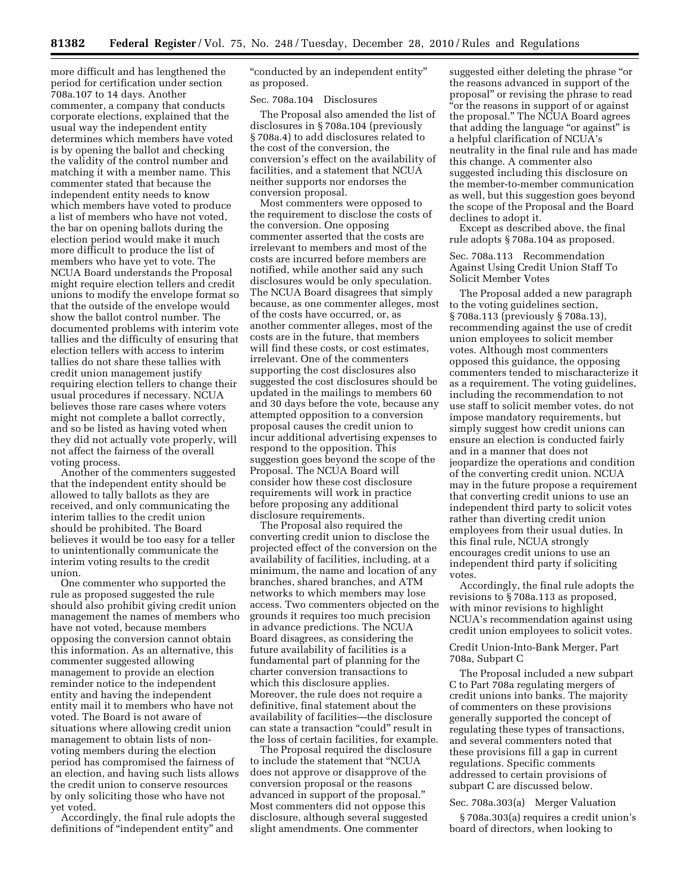more difficult and has lengthened the period for certification under section 708a.107 to 14 days. Another commenter, a company that conducts corporate elections, explained that the usual way the independent entity determines which members have voted is by opening the ballot and checking the validity of the control number and matching it with a member name. This commenter stated that because the independent entity needs to know which members have voted to produce a list of members who have not voted, the bar on opening ballots during the election period would make it much more difficult to produce the list of members who have yet to vote. The NCUA Board understands the Proposal might require election tellers and credit unions to modify the envelope format so that the outside of the envelope would show the ballot control number. The documented problems with interim vote tallies and the difficulty of ensuring that election tellers with access to interim tallies do not share these tallies with credit union management justify requiring election tellers to change their usual procedures if necessary. NCUA believes those rare cases where voters might not complete a ballot correctly, and so be listed as having voted when they did not actually vote properly, will not affect the fairness of the overall voting process.

Another of the commenters suggested that the independent entity should be allowed to tally ballots as they are received, and only communicating the interim tallies to the credit union should be prohibited. The Board believes it would be too easy for a teller to unintentionally communicate the interim voting results to the credit union.

One commenter who supported the rule as proposed suggested the rule should also prohibit giving credit union management the names of members who have not voted, because members opposing the conversion cannot obtain this information. As an alternative, this commenter suggested allowing management to provide an election reminder notice to the independent entity and having the independent entity mail it to members who have not voted. The Board is not aware of situations where allowing credit union management to obtain lists of non-voting members during the election period has compromised the fairness of an election, and having such lists allows the credit union to conserve resources by only soliciting those who have not yet voted.

Accordingly, the final rule adopts the definitions of "independent entity" and "conducted by an independent entity" as proposed.

Sec. 708a.104 Disclosures

The Proposal also amended the list of disclosures in § 708a.104 (previously § 708a.4) to add disclosures related to the cost of the conversion, the conversion's effect on the availability of facilities, and a statement that NCUA neither supports nor endorses the conversion proposal.

Most commenters were opposed to the requirement to disclose the costs of the conversion. One opposing commenter asserted that the costs are irrelevant to members and most of the costs are incurred before members are notified, while another said any such disclosures would be only speculation. The NCUA Board disagrees that simply because, as one commenter alleges, most of the costs have occurred, or, as another commenter alleges, most of the costs are in the future, that members will find these costs, or cost estimates, irrelevant. One of the commenters supporting the cost disclosures also suggested the cost disclosures should be updated in the mailings to members 60 and 30 days before the vote, because any attempted opposition to a conversion proposal causes the credit union to incur additional advertising expenses to respond to the opposition. This suggestion goes beyond the scope of the Proposal. The NCUA Board will consider how these cost disclosure requirements will work in practice before proposing any additional disclosure requirements.

The Proposal also required the converting credit union to disclose the projected effect of the conversion on the availability of facilities, including, at a minimum, the name and location of any branches, shared branches, and ATM networks to which members may lose access. Two commenters objected on the grounds it requires too much precision in advance predictions. The NCUA Board disagrees, as considering the future availability of facilities is a fundamental part of planning for the charter conversion transactions to which this disclosure applies. Moreover, the rule does not require a definitive, final statement about the availability of facilities—the disclosure can state a transaction "could" result in the loss of certain facilities, for example.

The Proposal required the disclosure to include the statement that "NCUA does not approve or disapprove of the conversion proposal or the reasons advanced in support of the proposal." Most commenters did not oppose this disclosure, although several suggested slight amendments. One commenter suggested either deleting the phrase "or the reasons advanced in support of the proposal" or revising the phrase to read "or the reasons in support of or against the proposal." The NCUA Board agrees that adding the language "or against" is a helpful clarification of NCUA's neutrality in the final rule and has made this change. A commenter also suggested including this disclosure on the member-to-member communication as well, but this suggestion goes beyond the scope of the Proposal and the Board declines to adopt it.

Except as described above, the final rule adopts § 708a.104 as proposed.

Sec. 708a.113 Recommendation Against Using Credit Union Staff To Solicit Member Votes

The Proposal added a new paragraph to the voting guidelines section, § 708a.113 (previously § 708a.13), recommending against the use of credit union employees to solicit member votes. Although most commenters opposed this guidance, the opposing commenters tended to mischaracterize it as a requirement. The voting guidelines, including the recommendation to not use staff to solicit member votes, do not impose mandatory requirements, but simply suggest how credit unions can ensure an election is conducted fairly and in a manner that does not jeopardize the operations and condition of the converting credit union. NCUA may in the future propose a requirement that converting credit unions to use an independent third party to solicit votes rather than diverting credit union employees from their usual duties. In this final rule, NCUA strongly encourages credit unions to use an independent third party if soliciting votes.

Accordingly, the final rule adopts the revisions to § 708a.113 as proposed, with minor revisions to highlight NCUA's recommendation against using credit union employees to solicit votes.

Credit Union-Into-Bank Merger, Part 708a, Subpart C

The Proposal included a new subpart C to Part 708a regulating mergers of credit unions into banks. The majority of commenters on these provisions generally supported the concept of regulating these types of transactions, and several commenters noted that these provisions fill a gap in current regulations. Specific comments addressed to certain provisions of subpart C are discussed below.

Sec. 708a.303(a) Merger Valuation

§ 708a.303(a) requires a credit union's board of directors, when looking to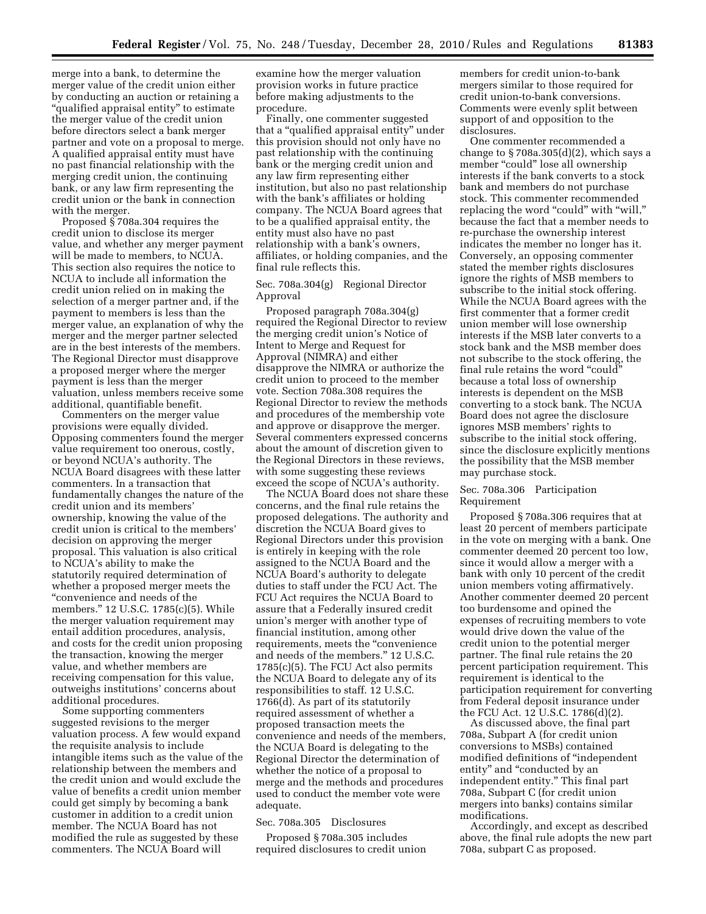merge into a bank, to determine the merger value of the credit union either by conducting an auction or retaining a "qualified appraisal entity" to estimate the merger value of the credit union before directors select a bank merger partner and vote on a proposal to merge. A qualified appraisal entity must have no past financial relationship with the merging credit union, the continuing bank, or any law firm representing the credit union or the bank in connection with the merger.

Proposed § 708a.304 requires the credit union to disclose its merger value, and whether any merger payment will be made to members, to NCUA. This section also requires the notice to NCUA to include all information the credit union relied on in making the selection of a merger partner and, if the payment to members is less than the merger value, an explanation of why the merger and the merger partner selected are in the best interests of the members. The Regional Director must disapprove a proposed merger where the merger payment is less than the merger valuation, unless members receive some additional, quantifiable benefit.

Commenters on the merger value provisions were equally divided. Opposing commenters found the merger value requirement too onerous, costly, or beyond NCUA's authority. The NCUA Board disagrees with these latter commenters. In a transaction that fundamentally changes the nature of the credit union and its members' ownership, knowing the value of the credit union is critical to the members' decision on approving the merger proposal. This valuation is also critical to NCUA's ability to make the statutorily required determination of whether a proposed merger meets the "convenience and needs of the members." 12 U.S.C. 1785(c)(5). While the merger valuation requirement may entail addition procedures, analysis, and costs for the credit union proposing the transaction, knowing the merger value, and whether members are receiving compensation for this value, outweighs institutions' concerns about additional procedures.

Some supporting commenters suggested revisions to the merger valuation process. A few would expand the requisite analysis to include intangible items such as the value of the relationship between the members and the credit union and would exclude the value of benefits a credit union member could get simply by becoming a bank customer in addition to a credit union member. The NCUA Board has not modified the rule as suggested by these commenters. The NCUA Board will examine how the merger valuation provision works in future practice before making adjustments to the procedure.

Finally, one commenter suggested that a "qualified appraisal entity" under this provision should not only have no past relationship with the continuing bank or the merging credit union and any law firm representing either institution, but also no past relationship with the bank's affiliates or holding company. The NCUA Board agrees that to be a qualified appraisal entity, the entity must also have no past relationship with a bank's owners, affiliates, or holding companies, and the final rule reflects this.

Sec. 708a.304(g) Regional Director Approval

Proposed paragraph 708a.304(g) required the Regional Director to review the merging credit union's Notice of Intent to Merge and Request for Approval (NIMRA) and either disapprove the NIMRA or authorize the credit union to proceed to the member vote. Section 708a.308 requires the Regional Director to review the methods and procedures of the membership vote and approve or disapprove the merger. Several commenters expressed concerns about the amount of discretion given to the Regional Directors in these reviews, with some suggesting these reviews exceed the scope of NCUA's authority.

The NCUA Board does not share these concerns, and the final rule retains the proposed delegations. The authority and discretion the NCUA Board gives to Regional Directors under this provision is entirely in keeping with the role assigned to the NCUA Board and the NCUA Board's authority to delegate duties to staff under the FCU Act. The FCU Act requires the NCUA Board to assure that a Federally insured credit union's merger with another type of financial institution, among other requirements, meets the "convenience and needs of the members." 12 U.S.C. 1785(c)(5). The FCU Act also permits the NCUA Board to delegate any of its responsibilities to staff. 12 U.S.C. 1766(d). As part of its statutorily required assessment of whether a proposed transaction meets the convenience and needs of the members, the NCUA Board is delegating to the Regional Director the determination of whether the notice of a proposal to merge and the methods and procedures used to conduct the member vote were adequate.

Sec. 708a.305 Disclosures

Proposed § 708a.305 includes required disclosures to credit union members for credit union-to-bank mergers similar to those required for credit union-to-bank conversions. Comments were evenly split between support of and opposition to the disclosures.

One commenter recommended a change to § 708a.305(d)(2), which says a member "could" lose all ownership interests if the bank converts to a stock bank and members do not purchase stock. This commenter recommended replacing the word "could" with "will," because the fact that a member needs to re-purchase the ownership interest indicates the member no longer has it. Conversely, an opposing commenter stated the member rights disclosures ignore the rights of MSB members to subscribe to the initial stock offering. While the NCUA Board agrees with the first commenter that a former credit union member will lose ownership interests if the MSB later converts to a stock bank and the MSB member does not subscribe to the stock offering, the final rule retains the word "could" because a total loss of ownership interests is dependent on the MSB converting to a stock bank. The NCUA Board does not agree the disclosure ignores MSB members' rights to subscribe to the initial stock offering, since the disclosure explicitly mentions the possibility that the MSB member may purchase stock.

Sec. 708a.306 Participation Requirement

Proposed § 708a.306 requires that at least 20 percent of members participate in the vote on merging with a bank. One commenter deemed 20 percent too low, since it would allow a merger with a bank with only 10 percent of the credit union members voting affirmatively. Another commenter deemed 20 percent too burdensome and opined the expenses of recruiting members to vote would drive down the value of the credit union to the potential merger partner. The final rule retains the 20 percent participation requirement. This requirement is identical to the participation requirement for converting from Federal deposit insurance under the FCU Act. 12 U.S.C. 1786(d)(2).

As discussed above, the final part 708a, Subpart A (for credit union conversions to MSBs) contained modified definitions of "independent entity" and "conducted by an independent entity." This final part 708a, Subpart C (for credit union mergers into banks) contains similar modifications.

Accordingly, and except as described above, the final rule adopts the new part 708a, subpart C as proposed.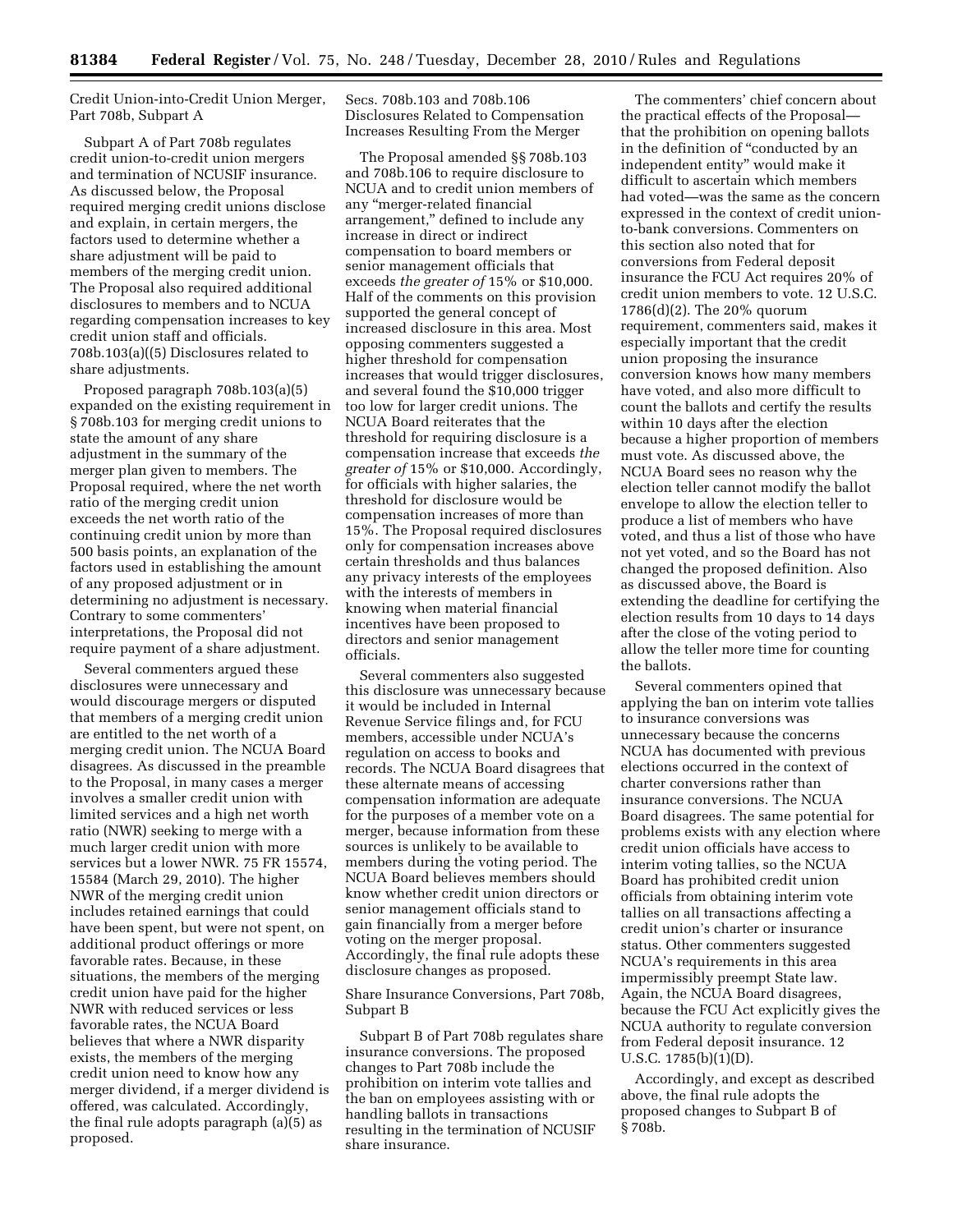Credit Union-into-Credit Union Merger, Part 708b, Subpart A

Subpart A of Part 708b regulates credit union-to-credit union mergers and termination of NCUSIF insurance. As discussed below, the Proposal required merging credit unions disclose and explain, in certain mergers, the factors used to determine whether a share adjustment will be paid to members of the merging credit union. The Proposal also required additional disclosures to members and to NCUA regarding compensation increases to key credit union staff and officials. 708b.103(a)((5) Disclosures related to share adjustments.

Proposed paragraph 708b.103(a)(5) expanded on the existing requirement in § 708b.103 for merging credit unions to state the amount of any share adjustment in the summary of the merger plan given to members. The Proposal required, where the net worth ratio of the merging credit union exceeds the net worth ratio of the continuing credit union by more than 500 basis points, an explanation of the factors used in establishing the amount of any proposed adjustment or in determining no adjustment is necessary. Contrary to some commenters' interpretations, the Proposal did not require payment of a share adjustment.

Several commenters argued these disclosures were unnecessary and would discourage mergers or disputed that members of a merging credit union are entitled to the net worth of a merging credit union. The NCUA Board disagrees. As discussed in the preamble to the Proposal, in many cases a merger involves a smaller credit union with limited services and a high net worth ratio (NWR) seeking to merge with a much larger credit union with more services but a lower NWR. 75 FR 15574, 15584 (March 29, 2010). The higher NWR of the merging credit union includes retained earnings that could have been spent, but were not spent, on additional product offerings or more favorable rates. Because, in these situations, the members of the merging credit union have paid for the higher NWR with reduced services or less favorable rates, the NCUA Board believes that where a NWR disparity exists, the members of the merging credit union need to know how any merger dividend, if a merger dividend is offered, was calculated. Accordingly, the final rule adopts paragraph (a)(5) as proposed.

Secs. 708b.103 and 708b.106 Disclosures Related to Compensation Increases Resulting From the Merger

The Proposal amended §§ 708b.103 and 708b.106 to require disclosure to NCUA and to credit union members of any "merger-related financial arrangement," defined to include any increase in direct or indirect compensation to board members or senior management officials that exceeds *the greater of* 15% or $10,000. Half of the comments on this provision supported the general concept of increased disclosure in this area. Most opposing commenters suggested a higher threshold for compensation increases that would trigger disclosures, and several found the $10,000 trigger too low for larger credit unions. The NCUA Board reiterates that the threshold for requiring disclosure is a compensation increase that exceeds *the greater of* 15% or $10,000. Accordingly, for officials with higher salaries, the threshold for disclosure would be compensation increases of more than 15%. The Proposal required disclosures only for compensation increases above certain thresholds and thus balances any privacy interests of the employees with the interests of members in knowing when material financial incentives have been proposed to directors and senior management officials.

Several commenters also suggested this disclosure was unnecessary because it would be included in Internal Revenue Service filings and, for FCU members, accessible under NCUA's regulation on access to books and records. The NCUA Board disagrees that these alternate means of accessing compensation information are adequate for the purposes of a member vote on a merger, because information from these sources is unlikely to be available to members during the voting period. The NCUA Board believes members should know whether credit union directors or senior management officials stand to gain financially from a merger before voting on the merger proposal. Accordingly, the final rule adopts these disclosure changes as proposed.

Share Insurance Conversions, Part 708b, Subpart B

Subpart B of Part 708b regulates share insurance conversions. The proposed changes to Part 708b include the prohibition on interim vote tallies and the ban on employees assisting with or handling ballots in transactions resulting in the termination of NCUSIF share insurance.

The commenters' chief concern about the practical effects of the Proposal—that the prohibition on opening ballots in the definition of "conducted by an independent entity" would make it difficult to ascertain which members had voted—was the same as the concern expressed in the context of credit union-to-bank conversions. Commenters on this section also noted that for conversions from Federal deposit insurance the FCU Act requires 20% of credit union members to vote. 12 U.S.C. 1786(d)(2). The 20% quorum requirement, commenters said, makes it especially important that the credit union proposing the insurance conversion knows how many members have voted, and also more difficult to count the ballots and certify the results within 10 days after the election because a higher proportion of members must vote. As discussed above, the NCUA Board sees no reason why the election teller cannot modify the ballot envelope to allow the election teller to produce a list of members who have voted, and thus a list of those who have not yet voted, and so the Board has not changed the proposed definition. Also as discussed above, the Board is extending the deadline for certifying the election results from 10 days to 14 days after the close of the voting period to allow the teller more time for counting the ballots.

Several commenters opined that applying the ban on interim vote tallies to insurance conversions was unnecessary because the concerns NCUA has documented with previous elections occurred in the context of charter conversions rather than insurance conversions. The NCUA Board disagrees. The same potential for problems exists with any election where credit union officials have access to interim voting tallies, so the NCUA Board has prohibited credit union officials from obtaining interim vote tallies on all transactions affecting a credit union's charter or insurance status. Other commenters suggested NCUA's requirements in this area impermissibly preempt State law. Again, the NCUA Board disagrees, because the FCU Act explicitly gives the NCUA authority to regulate conversion from Federal deposit insurance. 12 U.S.C. 1785(b)(1)(D).

Accordingly, and except as described above, the final rule adopts the proposed changes to Subpart B of § 708b.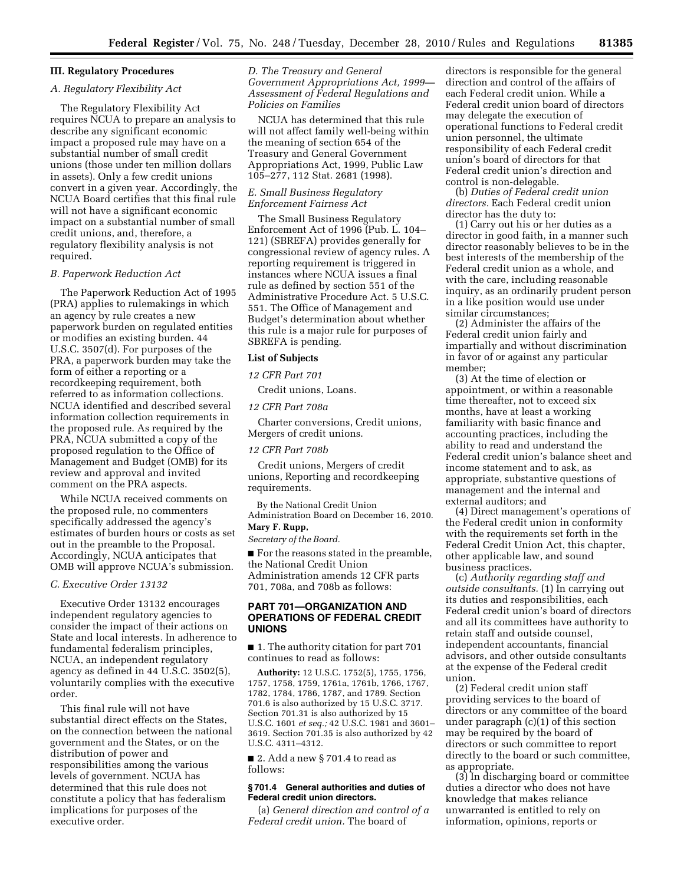## III. Regulatory Procedures

### A. Regulatory Flexibility Act

The Regulatory Flexibility Act requires NCUA to prepare an analysis to describe any significant economic impact a proposed rule may have on a substantial number of small credit unions (those under ten million dollars in assets). Only a few credit unions convert in a given year. Accordingly, the NCUA Board certifies that this final rule will not have a significant economic impact on a substantial number of small credit unions, and, therefore, a regulatory flexibility analysis is not required.

### B. Paperwork Reduction Act

The Paperwork Reduction Act of 1995 (PRA) applies to rulemakings in which an agency by rule creates a new paperwork burden on regulated entities or modifies an existing burden. 44 U.S.C. 3507(d). For purposes of the PRA, a paperwork burden may take the form of either a reporting or a recordkeeping requirement, both referred to as information collections. NCUA identified and described several information collection requirements in the proposed rule. As required by the PRA, NCUA submitted a copy of the proposed regulation to the Office of Management and Budget (OMB) for its review and approval and invited comment on the PRA aspects.

While NCUA received comments on the proposed rule, no commenters specifically addressed the agency's estimates of burden hours or costs as set out in the preamble to the Proposal. Accordingly, NCUA anticipates that OMB will approve NCUA's submission.

### C. Executive Order 13132

Executive Order 13132 encourages independent regulatory agencies to consider the impact of their actions on State and local interests. In adherence to fundamental federalism principles, NCUA, an independent regulatory agency as defined in 44 U.S.C. 3502(5), voluntarily complies with the executive order.

This final rule will not have substantial direct effects on the States, on the connection between the national government and the States, or on the distribution of power and responsibilities among the various levels of government. NCUA has determined that this rule does not constitute a policy that has federalism implications for purposes of the executive order.

### D. The Treasury and General Government Appropriations Act, 1999—Assessment of Federal Regulations and Policies on Families

NCUA has determined that this rule will not affect family well-being within the meaning of section 654 of the Treasury and General Government Appropriations Act, 1999, Public Law 105–277, 112 Stat. 2681 (1998).

### E. Small Business Regulatory Enforcement Fairness Act

The Small Business Regulatory Enforcement Act of 1996 (Pub. L. 104–121) (SBREFA) provides generally for congressional review of agency rules. A reporting requirement is triggered in instances where NCUA issues a final rule as defined by section 551 of the Administrative Procedure Act. 5 U.S.C. 551. The Office of Management and Budget's determination about whether this rule is a major rule for purposes of SBREFA is pending.

## List of Subjects

*12 CFR Part 701*

Credit unions, Loans.

*12 CFR Part 708a*

Charter conversions, Credit unions, Mergers of credit unions.

*12 CFR Part 708b*

Credit unions, Mergers of credit unions, Reporting and recordkeeping requirements.

By the National Credit Union Administration Board on December 16, 2010.

**Mary F. Rupp,**

*Secretary of the Board.*

■ For the reasons stated in the preamble, the National Credit Union Administration amends 12 CFR parts 701, 708a, and 708b as follows:

## PART 701—ORGANIZATION AND OPERATIONS OF FEDERAL CREDIT UNIONS

■ 1. The authority citation for part 701 continues to read as follows:

**Authority:** 12 U.S.C. 1752(5), 1755, 1756, 1757, 1758, 1759, 1761a, 1761b, 1766, 1767, 1782, 1784, 1786, 1787, and 1789. Section 701.6 is also authorized by 15 U.S.C. 3717. Section 701.31 is also authorized by 15 U.S.C. 1601 *et seq.;* 42 U.S.C. 1981 and 3601–3619. Section 701.35 is also authorized by 42 U.S.C. 4311–4312.

■ 2. Add a new § 701.4 to read as follows:

### § 701.4 General authorities and duties of Federal credit union directors.

(a) *General direction and control of a Federal credit union.* The board of directors is responsible for the general direction and control of the affairs of each Federal credit union. While a Federal credit union board of directors may delegate the execution of operational functions to Federal credit union personnel, the ultimate responsibility of each Federal credit union's board of directors for that Federal credit union's direction and control is non-delegable.

(b) *Duties of Federal credit union directors.* Each Federal credit union director has the duty to:

(1) Carry out his or her duties as a director in good faith, in a manner such director reasonably believes to be in the best interests of the membership of the Federal credit union as a whole, and with the care, including reasonable inquiry, as an ordinarily prudent person in a like position would use under similar circumstances;

(2) Administer the affairs of the Federal credit union fairly and impartially and without discrimination in favor of or against any particular member;

(3) At the time of election or appointment, or within a reasonable time thereafter, not to exceed six months, have at least a working familiarity with basic finance and accounting practices, including the ability to read and understand the Federal credit union's balance sheet and income statement and to ask, as appropriate, substantive questions of management and the internal and external auditors; and

(4) Direct management's operations of the Federal credit union in conformity with the requirements set forth in the Federal Credit Union Act, this chapter, other applicable law, and sound business practices.

(c) *Authority regarding staff and outside consultants.* (1) In carrying out its duties and responsibilities, each Federal credit union's board of directors and all its committees have authority to retain staff and outside counsel, independent accountants, financial advisors, and other outside consultants at the expense of the Federal credit union.

(2) Federal credit union staff providing services to the board of directors or any committee of the board under paragraph (c)(1) of this section may be required by the board of directors or such committee to report directly to the board or such committee, as appropriate.

(3) In discharging board or committee duties a director who does not have knowledge that makes reliance unwarranted is entitled to rely on information, opinions, reports or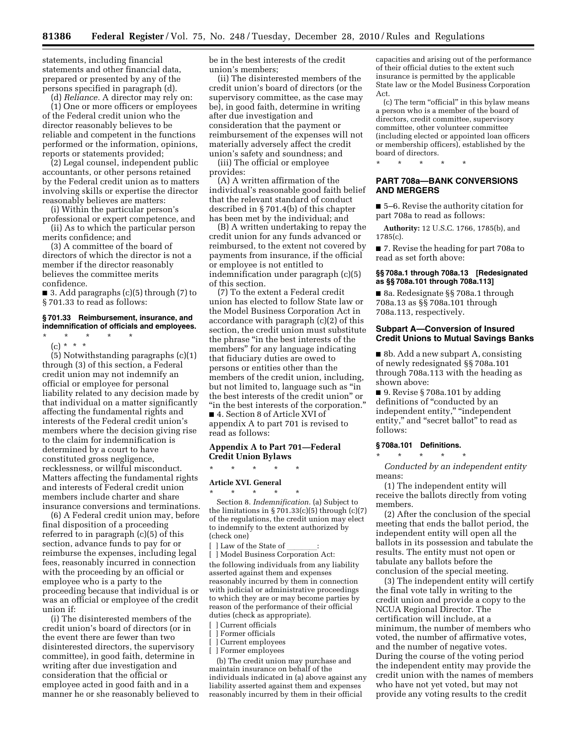statements, including financial statements and other financial data, prepared or presented by any of the persons specified in paragraph (d).

(d) *Reliance.* A director may rely on:

(1) One or more officers or employees of the Federal credit union who the director reasonably believes to be reliable and competent in the functions performed or the information, opinions, reports or statements provided;

(2) Legal counsel, independent public accountants, or other persons retained by the Federal credit union as to matters involving skills or expertise the director reasonably believes are matters:

(i) Within the particular person's professional or expert competence, and

(ii) As to which the particular person merits confidence; and

(3) A committee of the board of directors of which the director is not a member if the director reasonably believes the committee merits confidence.

■ 3. Add paragraphs (c)(5) through (7) to § 701.33 to read as follows:

### § 701.33 Reimbursement, insurance, and indemnification of officials and employees.

\* \* \* \* \*

(c) \* \* \*

(5) Notwithstanding paragraphs (c)(1) through (3) of this section, a Federal credit union may not indemnify an official or employee for personal liability related to any decision made by that individual on a matter significantly affecting the fundamental rights and interests of the Federal credit union's members where the decision giving rise to the claim for indemnification is determined by a court to have constituted gross negligence, recklessness, or willful misconduct. Matters affecting the fundamental rights and interests of Federal credit union members include charter and share insurance conversions and terminations.

(6) A Federal credit union may, before final disposition of a proceeding referred to in paragraph (c)(5) of this section, advance funds to pay for or reimburse the expenses, including legal fees, reasonably incurred in connection with the proceeding by an official or employee who is a party to the proceeding because that individual is or was an official or employee of the credit union if:

(i) The disinterested members of the credit union's board of directors (or in the event there are fewer than two disinterested directors, the supervisory committee), in good faith, determine in writing after due investigation and consideration that the official or employee acted in good faith and in a manner he or she reasonably believed to be in the best interests of the credit union's members;

(ii) The disinterested members of the credit union's board of directors (or the supervisory committee, as the case may be), in good faith, determine in writing after due investigation and consideration that the payment or reimbursement of the expenses will not materially adversely affect the credit union's safety and soundness; and

(iii) The official or employee provides:

(A) A written affirmation of the individual's reasonable good faith belief that the relevant standard of conduct described in § 701.4(b) of this chapter has been met by the individual; and

(B) A written undertaking to repay the credit union for any funds advanced or reimbursed, to the extent not covered by payments from insurance, if the official or employee is not entitled to indemnification under paragraph (c)(5) of this section.

(7) To the extent a Federal credit union has elected to follow State law or the Model Business Corporation Act in accordance with paragraph (c)(2) of this section, the credit union must substitute the phrase "in the best interests of the members" for any language indicating that fiduciary duties are owed to persons or entities other than the members of the credit union, including, but not limited to, language such as "in the best interests of the credit union" or "in the best interests of the corporation."

■ 4. Section 8 of Article XVI of appendix A to part 701 is revised to read as follows:

## Appendix A to Part 701—Federal Credit Union Bylaws

\* \* \* \* \*

**Article XVI. General**

\* \* \* \* \*

Section 8. *Indemnification.* (a) Subject to the limitations in § 701.33(c)(5) through (c)(7) of the regulations, the credit union may elect to indemnify to the extent authorized by (check one)

[ ] Law of the State of \_\_\_\_\_\_\_:

[ ] Model Business Corporation Act:

the following individuals from any liability asserted against them and expenses reasonably incurred by them in connection with judicial or administrative proceedings to which they are or may become parties by reason of the performance of their official duties (check as appropriate).

[ ] Current officials

[ ] Former officials

[ ] Current employees

[ ] Former employees

(b) The credit union may purchase and maintain insurance on behalf of the individuals indicated in (a) above against any liability asserted against them and expenses reasonably incurred by them in their official capacities and arising out of the performance of their official duties to the extent such insurance is permitted by the applicable State law or the Model Business Corporation Act.

(c) The term "official" in this bylaw means a person who is a member of the board of directors, credit committee, supervisory committee, other volunteer committee (including elected or appointed loan officers or membership officers), established by the board of directors.

\* \* \* \* \*

## PART 708a—BANK CONVERSIONS AND MERGERS

■ 5–6. Revise the authority citation for part 708a to read as follows:

**Authority:** 12 U.S.C. 1766, 1785(b), and 1785(c).

■ 7. Revise the heading for part 708a to read as set forth above:

### §§ 708a.1 through 708a.13 [Redesignated as §§ 708a.101 through 708a.113]

■ 8a. Redesignate §§ 708a.1 through 708a.13 as §§ 708a.101 through 708a.113, respectively.

### Subpart A—Conversion of Insured Credit Unions to Mutual Savings Banks

■ 8b. Add a new subpart A, consisting of newly redesignated §§ 708a.101 through 708a.113 with the heading as shown above:

■ 9. Revise § 708a.101 by adding definitions of "conducted by an independent entity," "independent entity," and "secret ballot" to read as follows:

### § 708a.101 Definitions.

\* \* \* \* \*

*Conducted by an independent entity* means:

(1) The independent entity will receive the ballots directly from voting members.

(2) After the conclusion of the special meeting that ends the ballot period, the independent entity will open all the ballots in its possession and tabulate the results. The entity must not open or tabulate any ballots before the conclusion of the special meeting.

(3) The independent entity will certify the final vote tally in writing to the credit union and provide a copy to the NCUA Regional Director. The certification will include, at a minimum, the number of members who voted, the number of affirmative votes, and the number of negative votes. During the course of the voting period the independent entity may provide the credit union with the names of members who have not yet voted, but may not provide any voting results to the credit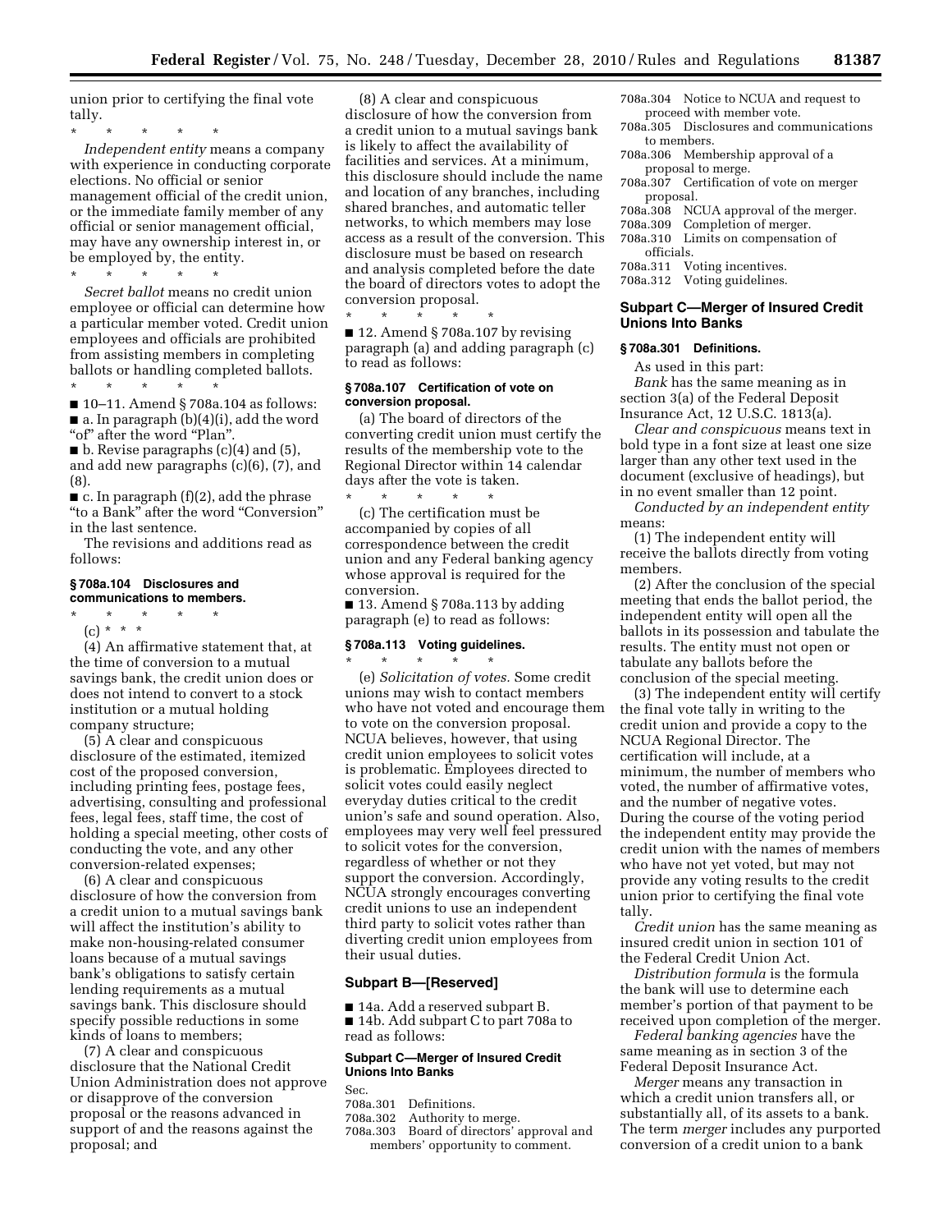union prior to certifying the final vote tally.

\* \* \* \* \*

*Independent entity* means a company with experience in conducting corporate elections. No official or senior management official of the credit union, or the immediate family member of any official or senior management official, may have any ownership interest in, or be employed by, the entity.

\* \* \* \* \*

*Secret ballot* means no credit union employee or official can determine how a particular member voted. Credit union employees and officials are prohibited from assisting members in completing ballots or handling completed ballots.

\* \* \* \* \*

■ 10–11. Amend § 708a.104 as follows:

■ a. In paragraph (b)(4)(i), add the word "of" after the word "Plan".

■ b. Revise paragraphs (c)(4) and (5), and add new paragraphs (c)(6), (7), and (8).

■ c. In paragraph (f)(2), add the phrase "to a Bank" after the word "Conversion" in the last sentence.

The revisions and additions read as follows:

#### § 708a.104 Disclosures and communications to members.

\* \* \* \* \*

(c) \* \* \*

(4) An affirmative statement that, at the time of conversion to a mutual savings bank, the credit union does or does not intend to convert to a stock institution or a mutual holding company structure;

(5) A clear and conspicuous disclosure of the estimated, itemized cost of the proposed conversion, including printing fees, postage fees, advertising, consulting and professional fees, legal fees, staff time, the cost of holding a special meeting, other costs of conducting the vote, and any other conversion-related expenses;

(6) A clear and conspicuous disclosure of how the conversion from a credit union to a mutual savings bank will affect the institution's ability to make non-housing-related consumer loans because of a mutual savings bank's obligations to satisfy certain lending requirements as a mutual savings bank. This disclosure should specify possible reductions in some kinds of loans to members;

(7) A clear and conspicuous disclosure that the National Credit Union Administration does not approve or disapprove of the conversion proposal or the reasons advanced in support of and the reasons against the proposal; and

(8) A clear and conspicuous disclosure of how the conversion from a credit union to a mutual savings bank is likely to affect the availability of facilities and services. At a minimum, this disclosure should include the name and location of any branches, including shared branches, and automatic teller networks, to which members may lose access as a result of the conversion. This disclosure must be based on research and analysis completed before the date the board of directors votes to adopt the conversion proposal.

\* \* \* \* \*

■ 12. Amend § 708a.107 by revising paragraph (a) and adding paragraph (c) to read as follows:

#### § 708a.107 Certification of vote on conversion proposal.

(a) The board of directors of the converting credit union must certify the results of the membership vote to the Regional Director within 14 calendar days after the vote is taken.

\* \* \* \* \*

(c) The certification must be accompanied by copies of all correspondence between the credit union and any Federal banking agency whose approval is required for the conversion.

■ 13. Amend § 708a.113 by adding paragraph (e) to read as follows:

#### § 708a.113 Voting guidelines.

\* \* \* \* \*

(e) *Solicitation of votes.* Some credit unions may wish to contact members who have not voted and encourage them to vote on the conversion proposal. NCUA believes, however, that using credit union employees to solicit votes is problematic. Employees directed to solicit votes could easily neglect everyday duties critical to the credit union's safe and sound operation. Also, employees may very well feel pressured to solicit votes for the conversion, regardless of whether or not they support the conversion. Accordingly, NCUA strongly encourages converting credit unions to use an independent third party to solicit votes rather than diverting credit union employees from their usual duties.

### Subpart B—[Reserved]

■ 14a. Add a reserved subpart B.

■ 14b. Add subpart C to part 708a to read as follows:

### Subpart C—Merger of Insured Credit Unions Into Banks

Sec.
708a.301 Definitions.
708a.302 Authority to merge.
708a.303 Board of directors' approval and members' opportunity to comment.
708a.304 Notice to NCUA and request to proceed with member vote.
708a.305 Disclosures and communications to members.
708a.306 Membership approval of a proposal to merge.
708a.307 Certification of vote on merger proposal.
708a.308 NCUA approval of the merger.
708a.309 Completion of merger.
708a.310 Limits on compensation of officials.
708a.311 Voting incentives.
708a.312 Voting guidelines.

### Subpart C—Merger of Insured Credit Unions Into Banks

#### § 708a.301 Definitions.

As used in this part:

*Bank* has the same meaning as in section 3(a) of the Federal Deposit Insurance Act, 12 U.S.C. 1813(a).

*Clear and conspicuous* means text in bold type in a font size at least one size larger than any other text used in the document (exclusive of headings), but in no event smaller than 12 point.

*Conducted by an independent entity* means:

(1) The independent entity will receive the ballots directly from voting members.

(2) After the conclusion of the special meeting that ends the ballot period, the independent entity will open all the ballots in its possession and tabulate the results. The entity must not open or tabulate any ballots before the conclusion of the special meeting.

(3) The independent entity will certify the final vote tally in writing to the credit union and provide a copy to the NCUA Regional Director. The certification will include, at a minimum, the number of members who voted, the number of affirmative votes, and the number of negative votes. During the course of the voting period the independent entity may provide the credit union with the names of members who have not yet voted, but may not provide any voting results to the credit union prior to certifying the final vote tally.

*Credit union* has the same meaning as insured credit union in section 101 of the Federal Credit Union Act.

*Distribution formula* is the formula the bank will use to determine each member's portion of that payment to be received upon completion of the merger.

*Federal banking agencies* have the same meaning as in section 3 of the Federal Deposit Insurance Act.

*Merger* means any transaction in which a credit union transfers all, or substantially all, of its assets to a bank. The term *merger* includes any purported conversion of a credit union to a bank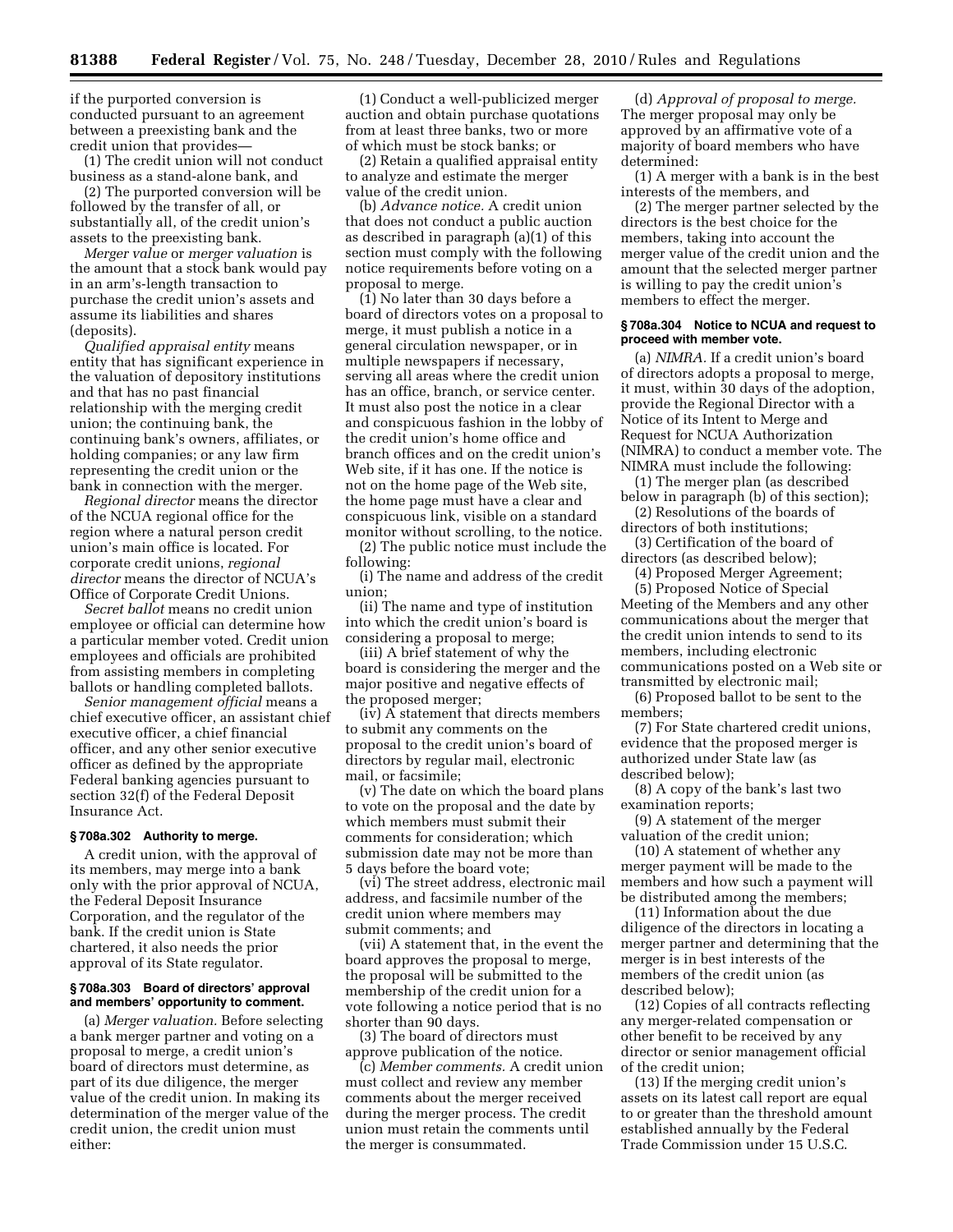if the purported conversion is conducted pursuant to an agreement between a preexisting bank and the credit union that provides—

(1) The credit union will not conduct business as a stand-alone bank, and

(2) The purported conversion will be followed by the transfer of all, or substantially all, of the credit union's assets to the preexisting bank.

*Merger value* or *merger valuation* is the amount that a stock bank would pay in an arm's-length transaction to purchase the credit union's assets and assume its liabilities and shares (deposits).

*Qualified appraisal entity* means entity that has significant experience in the valuation of depository institutions and that has no past financial relationship with the merging credit union; the continuing bank, the continuing bank's owners, affiliates, or holding companies; or any law firm representing the credit union or the bank in connection with the merger.

*Regional director* means the director of the NCUA regional office for the region where a natural person credit union's main office is located. For corporate credit unions, *regional director* means the director of NCUA's Office of Corporate Credit Unions.

*Secret ballot* means no credit union employee or official can determine how a particular member voted. Credit union employees and officials are prohibited from assisting members in completing ballots or handling completed ballots.

*Senior management official* means a chief executive officer, an assistant chief executive officer, a chief financial officer, and any other senior executive officer as defined by the appropriate Federal banking agencies pursuant to section 32(f) of the Federal Deposit Insurance Act.

### § 708a.302 Authority to merge.

A credit union, with the approval of its members, may merge into a bank only with the prior approval of NCUA, the Federal Deposit Insurance Corporation, and the regulator of the bank. If the credit union is State chartered, it also needs the prior approval of its State regulator.

### § 708a.303 Board of directors' approval and members' opportunity to comment.

(a) *Merger valuation.* Before selecting a bank merger partner and voting on a proposal to merge, a credit union's board of directors must determine, as part of its due diligence, the merger value of the credit union. In making its determination of the merger value of the credit union, the credit union must either:

(1) Conduct a well-publicized merger auction and obtain purchase quotations from at least three banks, two or more of which must be stock banks; or

(2) Retain a qualified appraisal entity to analyze and estimate the merger value of the credit union.

(b) *Advance notice.* A credit union that does not conduct a public auction as described in paragraph (a)(1) of this section must comply with the following notice requirements before voting on a proposal to merge.

(1) No later than 30 days before a board of directors votes on a proposal to merge, it must publish a notice in a general circulation newspaper, or in multiple newspapers if necessary, serving all areas where the credit union has an office, branch, or service center. It must also post the notice in a clear and conspicuous fashion in the lobby of the credit union's home office and branch offices and on the credit union's Web site, if it has one. If the notice is not on the home page of the Web site, the home page must have a clear and conspicuous link, visible on a standard monitor without scrolling, to the notice.

(2) The public notice must include the following:

(i) The name and address of the credit union;

(ii) The name and type of institution into which the credit union's board is considering a proposal to merge;

(iii) A brief statement of why the board is considering the merger and the major positive and negative effects of the proposed merger;

(iv) A statement that directs members to submit any comments on the proposal to the credit union's board of directors by regular mail, electronic mail, or facsimile;

(v) The date on which the board plans to vote on the proposal and the date by which members must submit their comments for consideration; which submission date may not be more than 5 days before the board vote;

(vi) The street address, electronic mail address, and facsimile number of the credit union where members may submit comments; and

(vii) A statement that, in the event the board approves the proposal to merge, the proposal will be submitted to the membership of the credit union for a vote following a notice period that is no shorter than 90 days.

(3) The board of directors must approve publication of the notice.

(c) *Member comments.* A credit union must collect and review any member comments about the merger received during the merger process. The credit union must retain the comments until the merger is consummated.

(d) *Approval of proposal to merge.* The merger proposal may only be approved by an affirmative vote of a majority of board members who have determined:

(1) A merger with a bank is in the best interests of the members, and

(2) The merger partner selected by the directors is the best choice for the members, taking into account the merger value of the credit union and the amount that the selected merger partner is willing to pay the credit union's members to effect the merger.

### § 708a.304 Notice to NCUA and request to proceed with member vote.

(a) *NIMRA.* If a credit union's board of directors adopts a proposal to merge, it must, within 30 days of the adoption, provide the Regional Director with a Notice of its Intent to Merge and Request for NCUA Authorization (NIMRA) to conduct a member vote. The NIMRA must include the following:

(1) The merger plan (as described below in paragraph (b) of this section);

(2) Resolutions of the boards of directors of both institutions;

(3) Certification of the board of directors (as described below);

(4) Proposed Merger Agreement;

(5) Proposed Notice of Special Meeting of the Members and any other communications about the merger that the credit union intends to send to its members, including electronic communications posted on a Web site or transmitted by electronic mail;

(6) Proposed ballot to be sent to the members;

(7) For State chartered credit unions, evidence that the proposed merger is authorized under State law (as described below);

(8) A copy of the bank's last two examination reports;

(9) A statement of the merger valuation of the credit union;

(10) A statement of whether any merger payment will be made to the members and how such a payment will be distributed among the members;

(11) Information about the due diligence of the directors in locating a merger partner and determining that the merger is in best interests of the members of the credit union (as described below);

(12) Copies of all contracts reflecting any merger-related compensation or other benefit to be received by any director or senior management official of the credit union;

(13) If the merging credit union's assets on its latest call report are equal to or greater than the threshold amount established annually by the Federal Trade Commission under 15 U.S.C.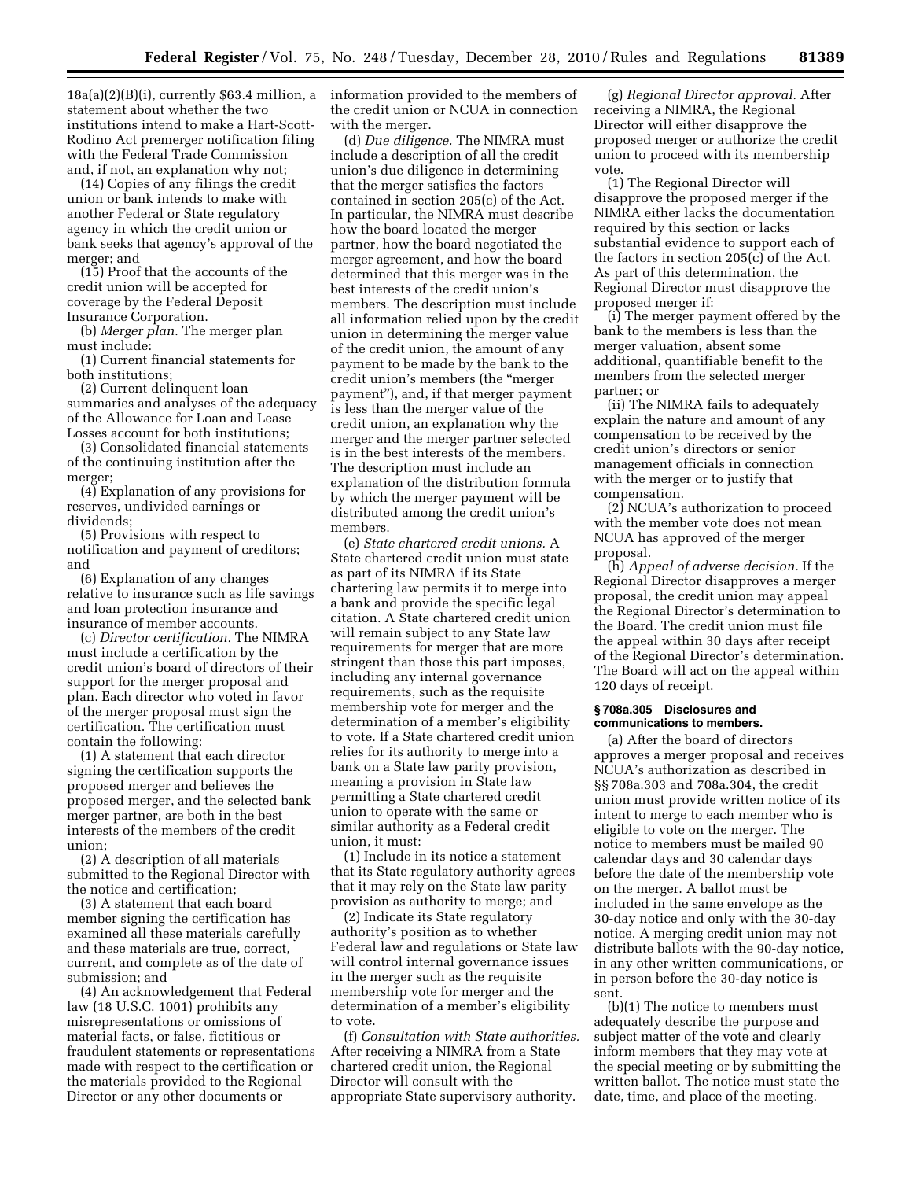18a(a)(2)(B)(i), currently $63.4 million, a statement about whether the two institutions intend to make a Hart-Scott-Rodino Act premerger notification filing with the Federal Trade Commission and, if not, an explanation why not;

(14) Copies of any filings the credit union or bank intends to make with another Federal or State regulatory agency in which the credit union or bank seeks that agency's approval of the merger; and

(15) Proof that the accounts of the credit union will be accepted for coverage by the Federal Deposit Insurance Corporation.

(b) *Merger plan.* The merger plan must include:

(1) Current financial statements for both institutions;

(2) Current delinquent loan summaries and analyses of the adequacy of the Allowance for Loan and Lease Losses account for both institutions;

(3) Consolidated financial statements of the continuing institution after the merger;

(4) Explanation of any provisions for reserves, undivided earnings or dividends;

(5) Provisions with respect to notification and payment of creditors; and

(6) Explanation of any changes relative to insurance such as life savings and loan protection insurance and insurance of member accounts.

(c) *Director certification.* The NIMRA must include a certification by the credit union's board of directors of their support for the merger proposal and plan. Each director who voted in favor of the merger proposal must sign the certification. The certification must contain the following:

(1) A statement that each director signing the certification supports the proposed merger and believes the proposed merger, and the selected bank merger partner, are both in the best interests of the members of the credit union;

(2) A description of all materials submitted to the Regional Director with the notice and certification;

(3) A statement that each board member signing the certification has examined all these materials carefully and these materials are true, correct, current, and complete as of the date of submission; and

(4) An acknowledgement that Federal law (18 U.S.C. 1001) prohibits any misrepresentations or omissions of material facts, or false, fictitious or fraudulent statements or representations made with respect to the certification or the materials provided to the Regional Director or any other documents or information provided to the members of the credit union or NCUA in connection with the merger.

(d) *Due diligence.* The NIMRA must include a description of all the credit union's due diligence in determining that the merger satisfies the factors contained in section 205(c) of the Act. In particular, the NIMRA must describe how the board located the merger partner, how the board negotiated the merger agreement, and how the board determined that this merger was in the best interests of the credit union's members. The description must include all information relied upon by the credit union in determining the merger value of the credit union, the amount of any payment to be made by the bank to the credit union's members (the "merger payment"), and, if that merger payment is less than the merger value of the credit union, an explanation why the merger and the merger partner selected is in the best interests of the members. The description must include an explanation of the distribution formula by which the merger payment will be distributed among the credit union's members.

(e) *State chartered credit unions.* A State chartered credit union must state as part of its NIMRA if its State chartering law permits it to merge into a bank and provide the specific legal citation. A State chartered credit union will remain subject to any State law requirements for merger that are more stringent than those this part imposes, including any internal governance requirements, such as the requisite membership vote for merger and the determination of a member's eligibility to vote. If a State chartered credit union relies for its authority to merge into a bank on a State law parity provision, meaning a provision in State law permitting a State chartered credit union to operate with the same or similar authority as a Federal credit union, it must:

(1) Include in its notice a statement that its State regulatory authority agrees that it may rely on the State law parity provision as authority to merge; and

(2) Indicate its State regulatory authority's position as to whether Federal law and regulations or State law will control internal governance issues in the merger such as the requisite membership vote for merger and the determination of a member's eligibility to vote.

(f) *Consultation with State authorities.* After receiving a NIMRA from a State chartered credit union, the Regional Director will consult with the appropriate State supervisory authority.

(g) *Regional Director approval.* After receiving a NIMRA, the Regional Director will either disapprove the proposed merger or authorize the credit union to proceed with its membership vote.

(1) The Regional Director will disapprove the proposed merger if the NIMRA either lacks the documentation required by this section or lacks substantial evidence to support each of the factors in section 205(c) of the Act. As part of this determination, the Regional Director must disapprove the proposed merger if:

(i) The merger payment offered by the bank to the members is less than the merger valuation, absent some additional, quantifiable benefit to the members from the selected merger partner; or

(ii) The NIMRA fails to adequately explain the nature and amount of any compensation to be received by the credit union's directors or senior management officials in connection with the merger or to justify that compensation.

(2) NCUA's authorization to proceed with the member vote does not mean NCUA has approved of the merger proposal.

(h) *Appeal of adverse decision.* If the Regional Director disapproves a merger proposal, the credit union may appeal the Regional Director's determination to the Board. The credit union must file the appeal within 30 days after receipt of the Regional Director's determination. The Board will act on the appeal within 120 days of receipt.

#### § 708a.305 Disclosures and communications to members.

(a) After the board of directors approves a merger proposal and receives NCUA's authorization as described in §§ 708a.303 and 708a.304, the credit union must provide written notice of its intent to merge to each member who is eligible to vote on the merger. The notice to members must be mailed 90 calendar days and 30 calendar days before the date of the membership vote on the merger. A ballot must be included in the same envelope as the 30-day notice and only with the 30-day notice. A merging credit union may not distribute ballots with the 90-day notice, in any other written communications, or in person before the 30-day notice is sent.

(b)(1) The notice to members must adequately describe the purpose and subject matter of the vote and clearly inform members that they may vote at the special meeting or by submitting the written ballot. The notice must state the date, time, and place of the meeting.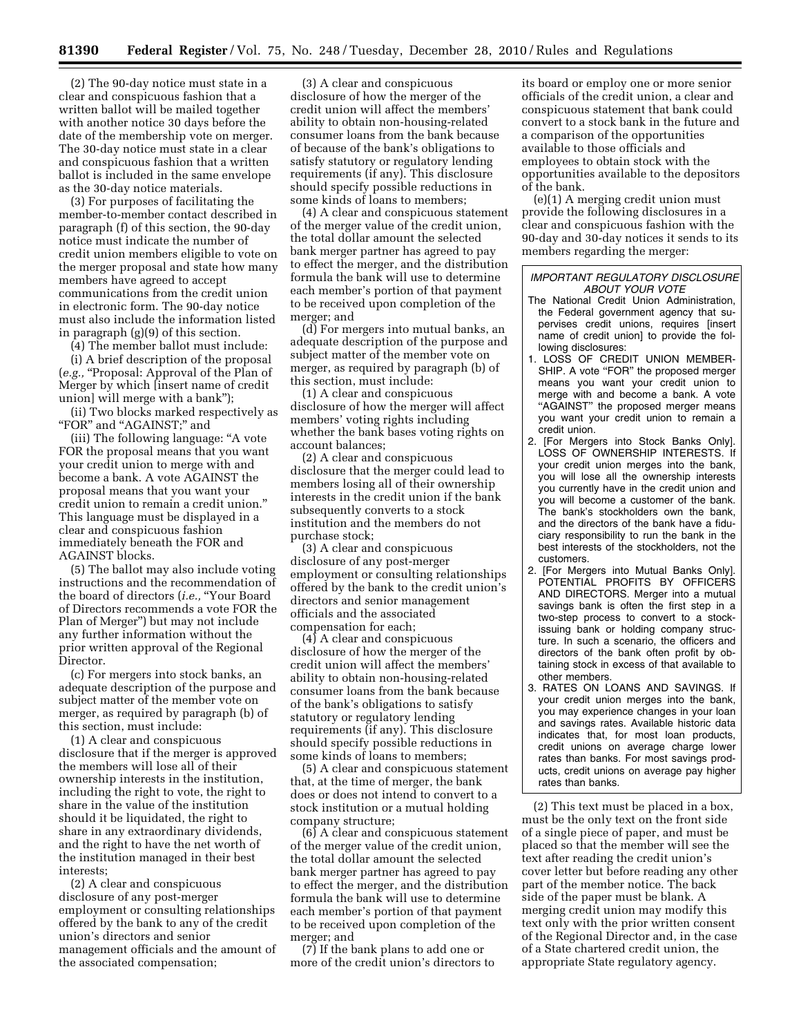(2) The 90-day notice must state in a clear and conspicuous fashion that a written ballot will be mailed together with another notice 30 days before the date of the membership vote on merger. The 30-day notice must state in a clear and conspicuous fashion that a written ballot is included in the same envelope as the 30-day notice materials.

(3) For purposes of facilitating the member-to-member contact described in paragraph (f) of this section, the 90-day notice must indicate the number of credit union members eligible to vote on the merger proposal and state how many members have agreed to accept communications from the credit union in electronic form. The 90-day notice must also include the information listed in paragraph (g)(9) of this section.

(4) The member ballot must include:

(i) A brief description of the proposal (*e.g.,* "Proposal: Approval of the Plan of Merger by which [insert name of credit union] will merge with a bank");

(ii) Two blocks marked respectively as "FOR" and "AGAINST;" and

(iii) The following language: "A vote FOR the proposal means that you want your credit union to merge with and become a bank. A vote AGAINST the proposal means that you want your credit union to remain a credit union." This language must be displayed in a clear and conspicuous fashion immediately beneath the FOR and AGAINST blocks.

(5) The ballot may also include voting instructions and the recommendation of the board of directors (*i.e.,* "Your Board of Directors recommends a vote FOR the Plan of Merger") but may not include any further information without the prior written approval of the Regional Director.

(c) For mergers into stock banks, an adequate description of the purpose and subject matter of the member vote on merger, as required by paragraph (b) of this section, must include:

(1) A clear and conspicuous disclosure that if the merger is approved the members will lose all of their ownership interests in the institution, including the right to vote, the right to share in the value of the institution should it be liquidated, the right to share in any extraordinary dividends, and the right to have the net worth of the institution managed in their best interests;

(2) A clear and conspicuous disclosure of any post-merger employment or consulting relationships offered by the bank to any of the credit union's directors and senior management officials and the amount of the associated compensation;

(3) A clear and conspicuous disclosure of how the merger of the credit union will affect the members' ability to obtain non-housing-related consumer loans from the bank because of because of the bank's obligations to satisfy statutory or regulatory lending requirements (if any). This disclosure should specify possible reductions in some kinds of loans to members;

(4) A clear and conspicuous statement of the merger value of the credit union, the total dollar amount the selected bank merger partner has agreed to pay to effect the merger, and the distribution formula the bank will use to determine each member's portion of that payment to be received upon completion of the merger; and

(d) For mergers into mutual banks, an adequate description of the purpose and subject matter of the member vote on merger, as required by paragraph (b) of this section, must include:

(1) A clear and conspicuous disclosure of how the merger will affect members' voting rights including whether the bank bases voting rights on account balances;

(2) A clear and conspicuous disclosure that the merger could lead to members losing all of their ownership interests in the credit union if the bank subsequently converts to a stock institution and the members do not purchase stock;

(3) A clear and conspicuous disclosure of any post-merger employment or consulting relationships offered by the bank to the credit union's directors and senior management officials and the associated compensation for each;

(4) A clear and conspicuous disclosure of how the merger of the credit union will affect the members' ability to obtain non-housing-related consumer loans from the bank because of the bank's obligations to satisfy statutory or regulatory lending requirements (if any). This disclosure should specify possible reductions in some kinds of loans to members;

(5) A clear and conspicuous statement that, at the time of merger, the bank does or does not intend to convert to a stock institution or a mutual holding company structure;

(6) A clear and conspicuous statement of the merger value of the credit union, the total dollar amount the selected bank merger partner has agreed to pay to effect the merger, and the distribution formula the bank will use to determine each member's portion of that payment to be received upon completion of the merger; and

(7) If the bank plans to add one or more of the credit union's directors to its board or employ one or more senior officials of the credit union, a clear and conspicuous statement that bank could convert to a stock bank in the future and a comparison of the opportunities available to those officials and employees to obtain stock with the opportunities available to the depositors of the bank.

(e)(1) A merging credit union must provide the following disclosures in a clear and conspicuous fashion with the 90-day and 30-day notices it sends to its members regarding the merger:

> *IMPORTANT REGULATORY DISCLOSURE ABOUT YOUR VOTE*
>
> The National Credit Union Administration, the Federal government agency that supervises credit unions, requires [insert name of credit union] to provide the following disclosures:
>
> 1. LOSS OF CREDIT UNION MEMBERSHIP. A vote "FOR" the proposed merger means you want your credit union to merge with and become a bank. A vote "AGAINST" the proposed merger means you want your credit union to remain a credit union.
> 2. [For Mergers into Stock Banks Only]. LOSS OF OWNERSHIP INTERESTS. If your credit union merges into the bank, you will lose all the ownership interests you currently have in the credit union and you will become a customer of the bank. The bank's stockholders own the bank, and the directors of the bank have a fiduciary responsibility to run the bank in the best interests of the stockholders, not the customers.
> 2. [For Mergers into Mutual Banks Only]. POTENTIAL PROFITS BY OFFICERS AND DIRECTORS. Merger into a mutual savings bank is often the first step in a two-step process to convert to a stock-issuing bank or holding company structure. In such a scenario, the officers and directors of the bank often profit by obtaining stock in excess of that available to other members.
> 3. RATES ON LOANS AND SAVINGS. If your credit union merges into the bank, you may experience changes in your loan and savings rates. Available historic data indicates that, for most loan products, credit unions on average charge lower rates than banks. For most savings products, credit unions on average pay higher rates than banks.

(2) This text must be placed in a box, must be the only text on the front side of a single piece of paper, and must be placed so that the member will see the text after reading the credit union's cover letter but before reading any other part of the member notice. The back side of the paper must be blank. A merging credit union may modify this text only with the prior written consent of the Regional Director and, in the case of a State chartered credit union, the appropriate State regulatory agency.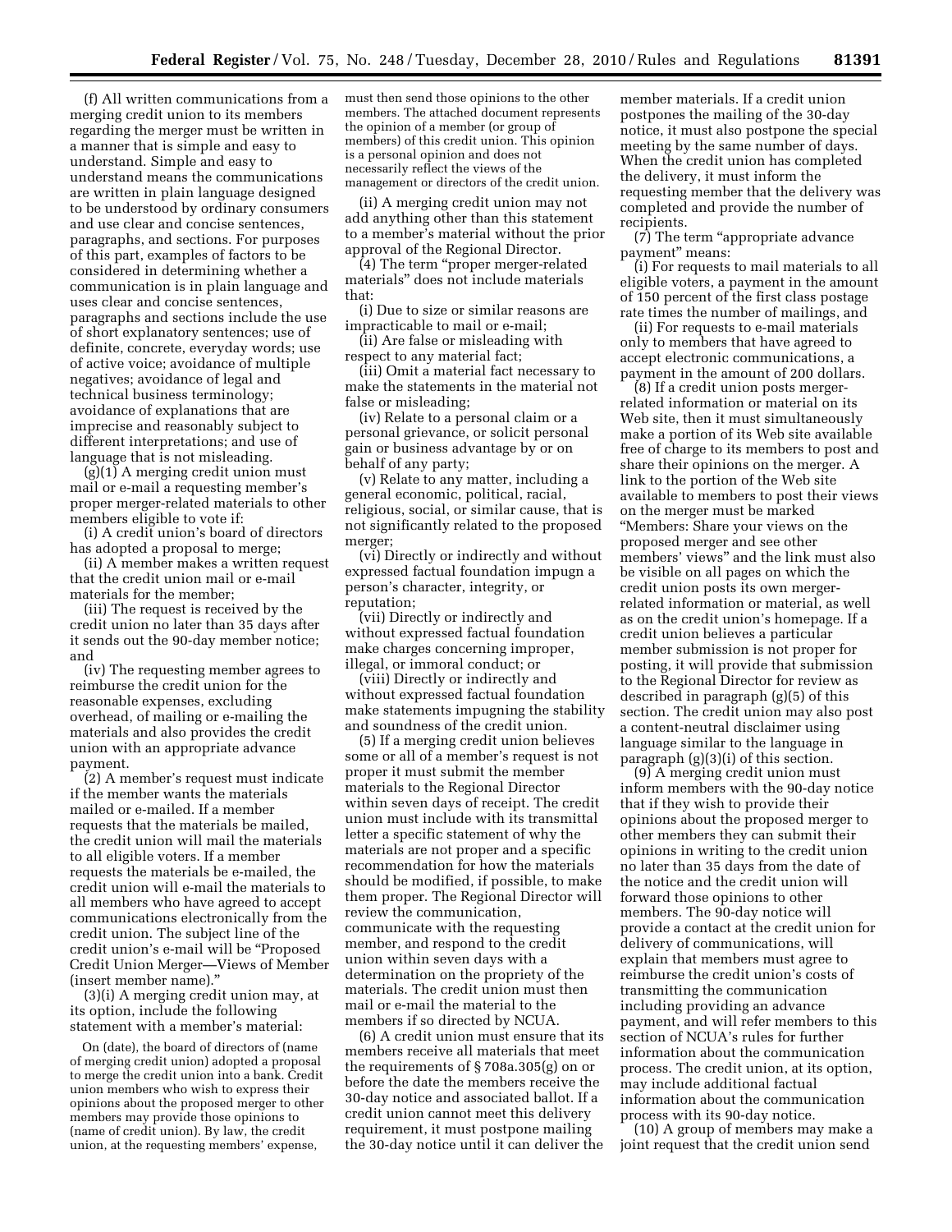(f) All written communications from a merging credit union to its members regarding the merger must be written in a manner that is simple and easy to understand. Simple and easy to understand means the communications are written in plain language designed to be understood by ordinary consumers and use clear and concise sentences, paragraphs, and sections. For purposes of this part, examples of factors to be considered in determining whether a communication is in plain language and uses clear and concise sentences, paragraphs and sections include the use of short explanatory sentences; use of definite, concrete, everyday words; use of active voice; avoidance of multiple negatives; avoidance of legal and technical business terminology; avoidance of explanations that are imprecise and reasonably subject to different interpretations; and use of language that is not misleading.

(g)(1) A merging credit union must mail or e-mail a requesting member's proper merger-related materials to other members eligible to vote if:

(i) A credit union's board of directors has adopted a proposal to merge;

(ii) A member makes a written request that the credit union mail or e-mail materials for the member;

(iii) The request is received by the credit union no later than 35 days after it sends out the 90-day member notice; and

(iv) The requesting member agrees to reimburse the credit union for the reasonable expenses, excluding overhead, of mailing or e-mailing the materials and also provides the credit union with an appropriate advance payment.

(2) A member's request must indicate if the member wants the materials mailed or e-mailed. If a member requests that the materials be mailed, the credit union will mail the materials to all eligible voters. If a member requests the materials be e-mailed, the credit union will e-mail the materials to all members who have agreed to accept communications electronically from the credit union. The subject line of the credit union's e-mail will be "Proposed Credit Union Merger—Views of Member (insert member name)."

(3)(i) A merging credit union may, at its option, include the following statement with a member's material:

On (date), the board of directors of (name of merging credit union) adopted a proposal to merge the credit union into a bank. Credit union members who wish to express their opinions about the proposed merger to other members may provide those opinions to (name of credit union). By law, the credit union, at the requesting members' expense, must then send those opinions to the other members. The attached document represents the opinion of a member (or group of members) of this credit union. This opinion is a personal opinion and does not necessarily reflect the views of the management or directors of the credit union.

(ii) A merging credit union may not add anything other than this statement to a member's material without the prior approval of the Regional Director.

(4) The term "proper merger-related materials" does not include materials that:

(i) Due to size or similar reasons are impracticable to mail or e-mail;

(ii) Are false or misleading with respect to any material fact;

(iii) Omit a material fact necessary to make the statements in the material not false or misleading;

(iv) Relate to a personal claim or a personal grievance, or solicit personal gain or business advantage by or on behalf of any party;

(v) Relate to any matter, including a general economic, political, racial, religious, social, or similar cause, that is not significantly related to the proposed merger;

(vi) Directly or indirectly and without expressed factual foundation impugn a person's character, integrity, or reputation;

(vii) Directly or indirectly and without expressed factual foundation make charges concerning improper, illegal, or immoral conduct; or

(viii) Directly or indirectly and without expressed factual foundation make statements impugning the stability and soundness of the credit union.

(5) If a merging credit union believes some or all of a member's request is not proper it must submit the member materials to the Regional Director within seven days of receipt. The credit union must include with its transmittal letter a specific statement of why the materials are not proper and a specific recommendation for how the materials should be modified, if possible, to make them proper. The Regional Director will review the communication, communicate with the requesting member, and respond to the credit union within seven days with a determination on the propriety of the materials. The credit union must then mail or e-mail the material to the members if so directed by NCUA.

(6) A credit union must ensure that its members receive all materials that meet the requirements of § 708a.305(g) on or before the date the members receive the 30-day notice and associated ballot. If a credit union cannot meet this delivery requirement, it must postpone mailing the 30-day notice until it can deliver the member materials. If a credit union postpones the mailing of the 30-day notice, it must also postpone the special meeting by the same number of days. When the credit union has completed the delivery, it must inform the requesting member that the delivery was completed and provide the number of recipients.

(7) The term "appropriate advance payment" means:

(i) For requests to mail materials to all eligible voters, a payment in the amount of 150 percent of the first class postage rate times the number of mailings, and

(ii) For requests to e-mail materials only to members that have agreed to accept electronic communications, a payment in the amount of 200 dollars.

(8) If a credit union posts merger-related information or material on its Web site, then it must simultaneously make a portion of its Web site available free of charge to its members to post and share their opinions on the merger. A link to the portion of the Web site available to members to post their views on the merger must be marked "Members: Share your views on the proposed merger and see other members' views" and the link must also be visible on all pages on which the credit union posts its own merger-related information or material, as well as on the credit union's homepage. If a credit union believes a particular member submission is not proper for posting, it will provide that submission to the Regional Director for review as described in paragraph (g)(5) of this section. The credit union may also post a content-neutral disclaimer using language similar to the language in paragraph (g)(3)(i) of this section.

(9) A merging credit union must inform members with the 90-day notice that if they wish to provide their opinions about the proposed merger to other members they can submit their opinions in writing to the credit union no later than 35 days from the date of the notice and the credit union will forward those opinions to other members. The 90-day notice will provide a contact at the credit union for delivery of communications, will explain that members must agree to reimburse the credit union's costs of transmitting the communication including providing an advance payment, and will refer members to this section of NCUA's rules for further information about the communication process. The credit union, at its option, may include additional factual information about the communication process with its 90-day notice.

(10) A group of members may make a joint request that the credit union send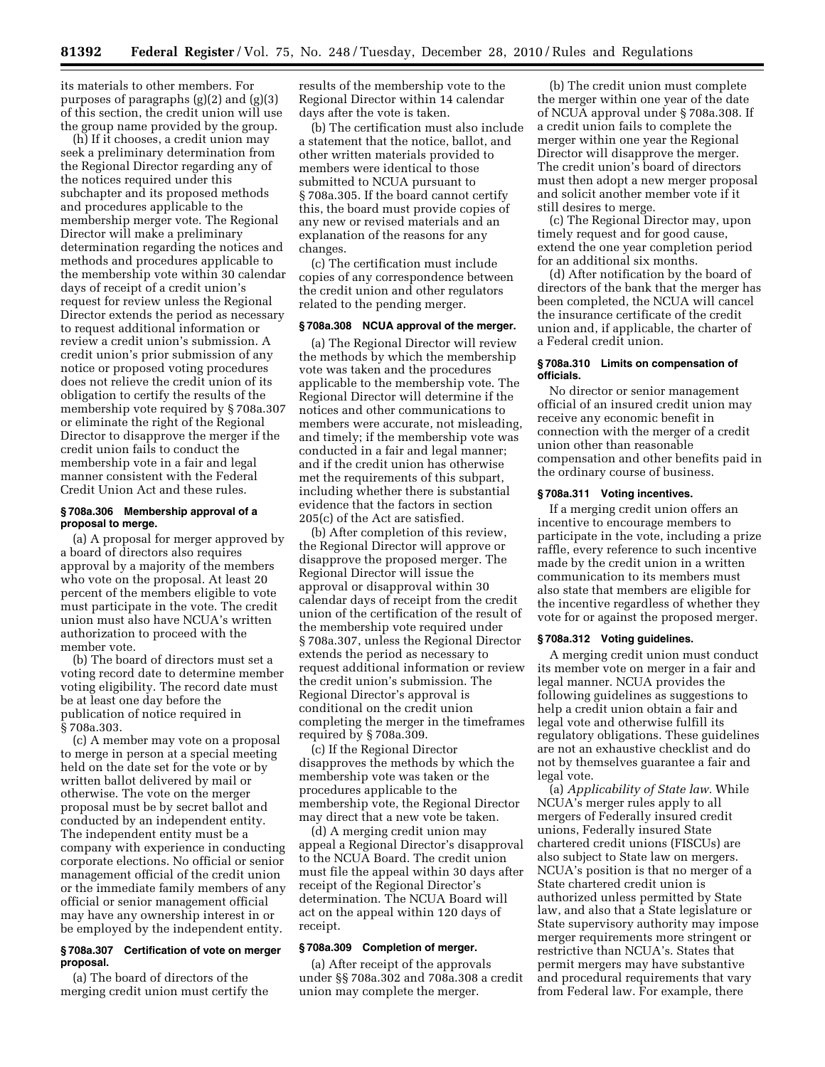its materials to other members. For purposes of paragraphs (g)(2) and (g)(3) of this section, the credit union will use the group name provided by the group.

(h) If it chooses, a credit union may seek a preliminary determination from the Regional Director regarding any of the notices required under this subchapter and its proposed methods and procedures applicable to the membership merger vote. The Regional Director will make a preliminary determination regarding the notices and methods and procedures applicable to the membership vote within 30 calendar days of receipt of a credit union's request for review unless the Regional Director extends the period as necessary to request additional information or review a credit union's submission. A credit union's prior submission of any notice or proposed voting procedures does not relieve the credit union of its obligation to certify the results of the membership vote required by § 708a.307 or eliminate the right of the Regional Director to disapprove the merger if the credit union fails to conduct the membership vote in a fair and legal manner consistent with the Federal Credit Union Act and these rules.

### § 708a.306 Membership approval of a proposal to merge.

(a) A proposal for merger approved by a board of directors also requires approval by a majority of the members who vote on the proposal. At least 20 percent of the members eligible to vote must participate in the vote. The credit union must also have NCUA's written authorization to proceed with the member vote.

(b) The board of directors must set a voting record date to determine member voting eligibility. The record date must be at least one day before the publication of notice required in § 708a.303.

(c) A member may vote on a proposal to merge in person at a special meeting held on the date set for the vote or by written ballot delivered by mail or otherwise. The vote on the merger proposal must be by secret ballot and conducted by an independent entity. The independent entity must be a company with experience in conducting corporate elections. No official or senior management official of the credit union or the immediate family members of any official or senior management official may have any ownership interest in or be employed by the independent entity.

### § 708a.307 Certification of vote on merger proposal.

(a) The board of directors of the merging credit union must certify the results of the membership vote to the Regional Director within 14 calendar days after the vote is taken.

(b) The certification must also include a statement that the notice, ballot, and other written materials provided to members were identical to those submitted to NCUA pursuant to § 708a.305. If the board cannot certify this, the board must provide copies of any new or revised materials and an explanation of the reasons for any changes.

(c) The certification must include copies of any correspondence between the credit union and other regulators related to the pending merger.

### § 708a.308 NCUA approval of the merger.

(a) The Regional Director will review the methods by which the membership vote was taken and the procedures applicable to the membership vote. The Regional Director will determine if the notices and other communications to members were accurate, not misleading, and timely; if the membership vote was conducted in a fair and legal manner; and if the credit union has otherwise met the requirements of this subpart, including whether there is substantial evidence that the factors in section 205(c) of the Act are satisfied.

(b) After completion of this review, the Regional Director will approve or disapprove the proposed merger. The Regional Director will issue the approval or disapproval within 30 calendar days of receipt from the credit union of the certification of the result of the membership vote required under § 708a.307, unless the Regional Director extends the period as necessary to request additional information or review the credit union's submission. The Regional Director's approval is conditional on the credit union completing the merger in the timeframes required by § 708a.309.

(c) If the Regional Director disapproves the methods by which the membership vote was taken or the procedures applicable to the membership vote, the Regional Director may direct that a new vote be taken.

(d) A merging credit union may appeal a Regional Director's disapproval to the NCUA Board. The credit union must file the appeal within 30 days after receipt of the Regional Director's determination. The NCUA Board will act on the appeal within 120 days of receipt.

### § 708a.309 Completion of merger.

(a) After receipt of the approvals under §§ 708a.302 and 708a.308 a credit union may complete the merger.

(b) The credit union must complete the merger within one year of the date of NCUA approval under § 708a.308. If a credit union fails to complete the merger within one year the Regional Director will disapprove the merger. The credit union's board of directors must then adopt a new merger proposal and solicit another member vote if it still desires to merge.

(c) The Regional Director may, upon timely request and for good cause, extend the one year completion period for an additional six months.

(d) After notification by the board of directors of the bank that the merger has been completed, the NCUA will cancel the insurance certificate of the credit union and, if applicable, the charter of a Federal credit union.

### § 708a.310 Limits on compensation of officials.

No director or senior management official of an insured credit union may receive any economic benefit in connection with the merger of a credit union other than reasonable compensation and other benefits paid in the ordinary course of business.

### § 708a.311 Voting incentives.

If a merging credit union offers an incentive to encourage members to participate in the vote, including a prize raffle, every reference to such incentive made by the credit union in a written communication to its members must also state that members are eligible for the incentive regardless of whether they vote for or against the proposed merger.

### § 708a.312 Voting guidelines.

A merging credit union must conduct its member vote on merger in a fair and legal manner. NCUA provides the following guidelines as suggestions to help a credit union obtain a fair and legal vote and otherwise fulfill its regulatory obligations. These guidelines are not an exhaustive checklist and do not by themselves guarantee a fair and legal vote.

(a) *Applicability of State law.* While NCUA's merger rules apply to all mergers of Federally insured credit unions, Federally insured State chartered credit unions (FISCUs) are also subject to State law on mergers. NCUA's position is that no merger of a State chartered credit union is authorized unless permitted by State law, and also that a State legislature or State supervisory authority may impose merger requirements more stringent or restrictive than NCUA's. States that permit mergers may have substantive and procedural requirements that vary from Federal law. For example, there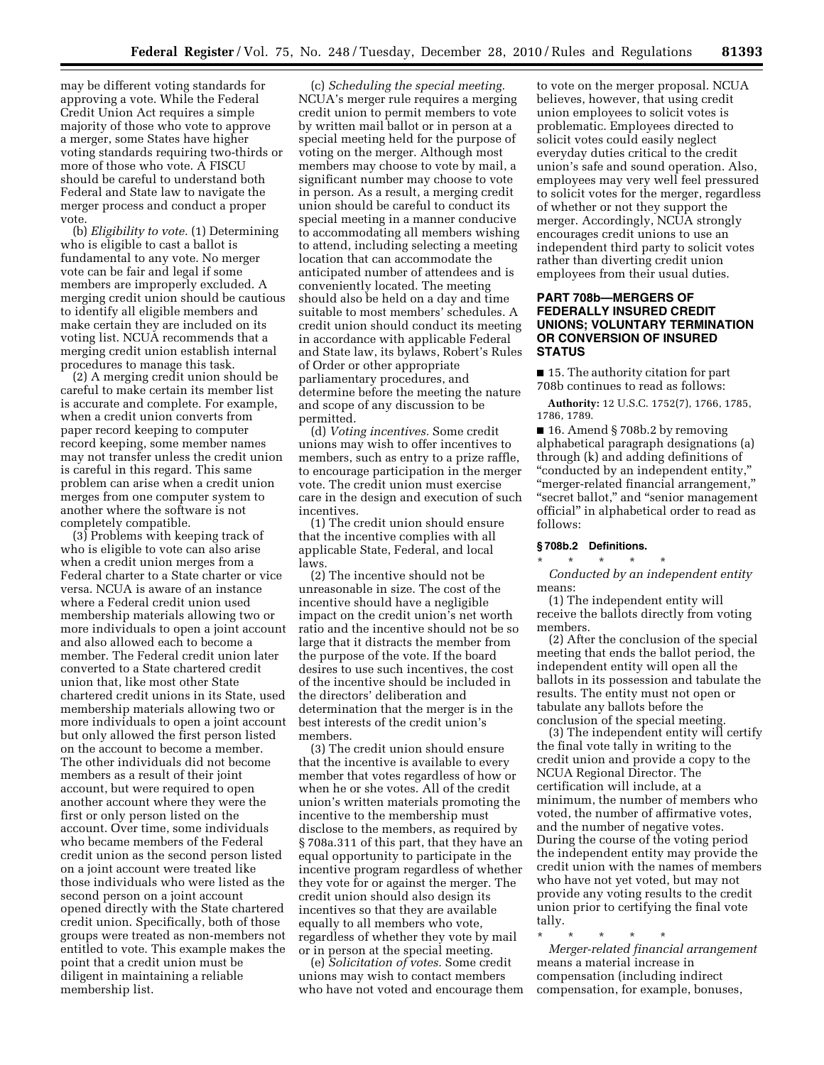may be different voting standards for approving a vote. While the Federal Credit Union Act requires a simple majority of those who vote to approve a merger, some States have higher voting standards requiring two-thirds or more of those who vote. A FISCU should be careful to understand both Federal and State law to navigate the merger process and conduct a proper vote.

(b) *Eligibility to vote.* (1) Determining who is eligible to cast a ballot is fundamental to any vote. No merger vote can be fair and legal if some members are improperly excluded. A merging credit union should be cautious to identify all eligible members and make certain they are included on its voting list. NCUA recommends that a merging credit union establish internal procedures to manage this task.

(2) A merging credit union should be careful to make certain its member list is accurate and complete. For example, when a credit union converts from paper record keeping to computer record keeping, some member names may not transfer unless the credit union is careful in this regard. This same problem can arise when a credit union merges from one computer system to another where the software is not completely compatible.

(3) Problems with keeping track of who is eligible to vote can also arise when a credit union merges from a Federal charter to a State charter or vice versa. NCUA is aware of an instance where a Federal credit union used membership materials allowing two or more individuals to open a joint account and also allowed each to become a member. The Federal credit union later converted to a State chartered credit union that, like most other State chartered credit unions in its State, used membership materials allowing two or more individuals to open a joint account but only allowed the first person listed on the account to become a member. The other individuals did not become members as a result of their joint account, but were required to open another account where they were the first or only person listed on the account. Over time, some individuals who became members of the Federal credit union as the second person listed on a joint account were treated like those individuals who were listed as the second person on a joint account opened directly with the State chartered credit union. Specifically, both of those groups were treated as non-members not entitled to vote. This example makes the point that a credit union must be diligent in maintaining a reliable membership list.

(c) *Scheduling the special meeting.* NCUA's merger rule requires a merging credit union to permit members to vote by written mail ballot or in person at a special meeting held for the purpose of voting on the merger. Although most members may choose to vote by mail, a significant number may choose to vote in person. As a result, a merging credit union should be careful to conduct its special meeting in a manner conducive to accommodating all members wishing to attend, including selecting a meeting location that can accommodate the anticipated number of attendees and is conveniently located. The meeting should also be held on a day and time suitable to most members' schedules. A credit union should conduct its meeting in accordance with applicable Federal and State law, its bylaws, Robert's Rules of Order or other appropriate parliamentary procedures, and determine before the meeting the nature and scope of any discussion to be permitted.

(d) *Voting incentives.* Some credit unions may wish to offer incentives to members, such as entry to a prize raffle, to encourage participation in the merger vote. The credit union must exercise care in the design and execution of such incentives.

(1) The credit union should ensure that the incentive complies with all applicable State, Federal, and local laws.

(2) The incentive should not be unreasonable in size. The cost of the incentive should have a negligible impact on the credit union's net worth ratio and the incentive should not be so large that it distracts the member from the purpose of the vote. If the board desires to use such incentives, the cost of the incentive should be included in the directors' deliberation and determination that the merger is in the best interests of the credit union's members.

(3) The credit union should ensure that the incentive is available to every member that votes regardless of how or when he or she votes. All of the credit union's written materials promoting the incentive to the membership must disclose to the members, as required by § 708a.311 of this part, that they have an equal opportunity to participate in the incentive program regardless of whether they vote for or against the merger. The credit union should also design its incentives so that they are available equally to all members who vote, regardless of whether they vote by mail or in person at the special meeting.

(e) *Solicitation of votes.* Some credit unions may wish to contact members who have not voted and encourage them to vote on the merger proposal. NCUA believes, however, that using credit union employees to solicit votes is problematic. Employees directed to solicit votes could easily neglect everyday duties critical to the credit union's safe and sound operation. Also, employees may very well feel pressured to solicit votes for the merger, regardless of whether or not they support the merger. Accordingly, NCUA strongly encourages credit unions to use an independent third party to solicit votes rather than diverting credit union employees from their usual duties.

## PART 708b—MERGERS OF FEDERALLY INSURED CREDIT UNIONS; VOLUNTARY TERMINATION OR CONVERSION OF INSURED STATUS

■ 15. The authority citation for part 708b continues to read as follows:

**Authority:** 12 U.S.C. 1752(7), 1766, 1785, 1786, 1789.

■ 16. Amend § 708b.2 by removing alphabetical paragraph designations (a) through (k) and adding definitions of "conducted by an independent entity," "merger-related financial arrangement," "secret ballot," and "senior management official" in alphabetical order to read as follows:

### § 708b.2 Definitions.

\* \* \* \* \*

*Conducted by an independent entity* means:

(1) The independent entity will receive the ballots directly from voting members.

(2) After the conclusion of the special meeting that ends the ballot period, the independent entity will open all the ballots in its possession and tabulate the results. The entity must not open or tabulate any ballots before the conclusion of the special meeting.

(3) The independent entity will certify the final vote tally in writing to the credit union and provide a copy to the NCUA Regional Director. The certification will include, at a minimum, the number of members who voted, the number of affirmative votes, and the number of negative votes. During the course of the voting period the independent entity may provide the credit union with the names of members who have not yet voted, but may not provide any voting results to the credit union prior to certifying the final vote tally.

\* \* \* \* \*

*Merger-related financial arrangement* means a material increase in compensation (including indirect compensation, for example, bonuses,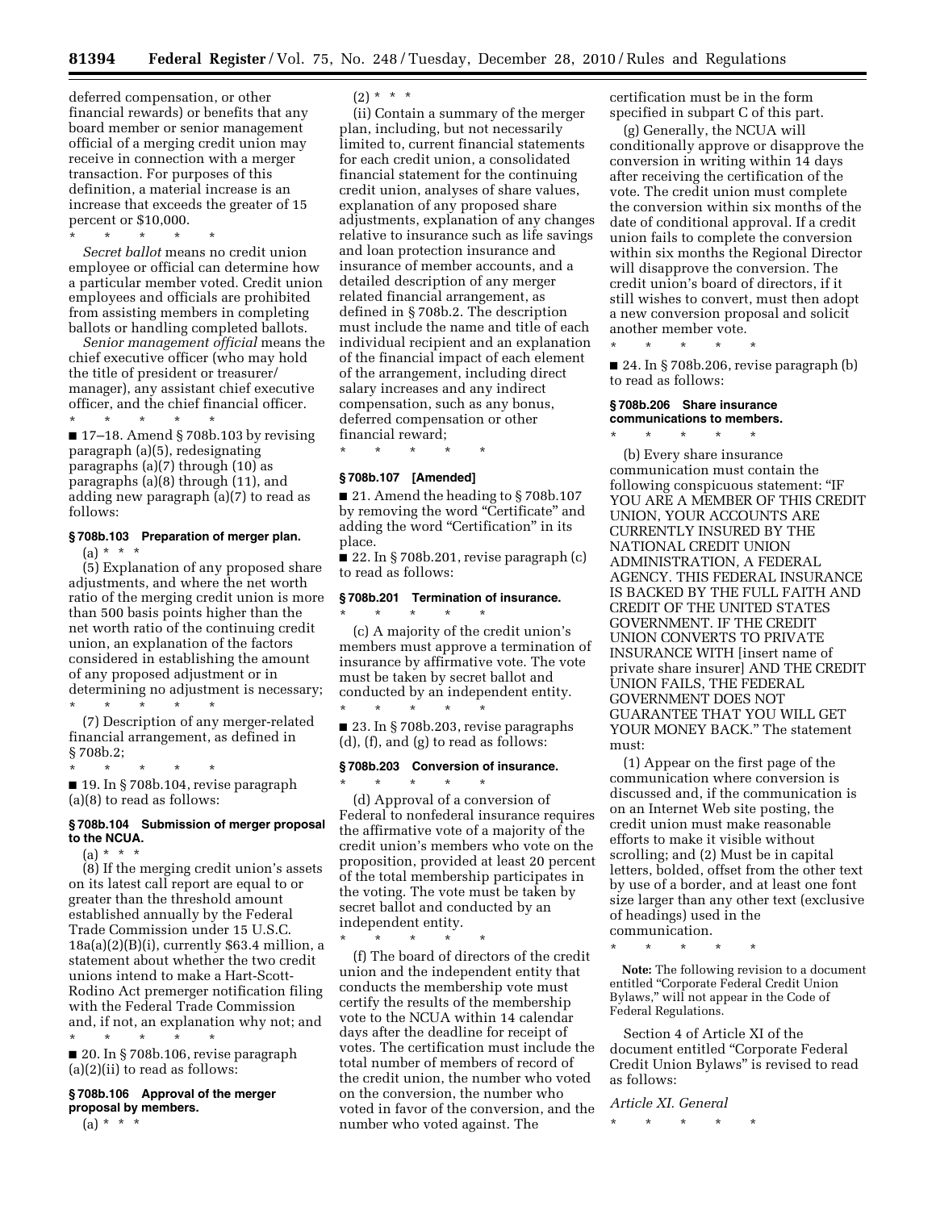deferred compensation, or other financial rewards) or benefits that any board member or senior management official of a merging credit union may receive in connection with a merger transaction. For purposes of this definition, a material increase is an increase that exceeds the greater of 15 percent or $10,000.

\* \* \* \* \*

*Secret ballot* means no credit union employee or official can determine how a particular member voted. Credit union employees and officials are prohibited from assisting members in completing ballots or handling completed ballots.

*Senior management official* means the chief executive officer (who may hold the title of president or treasurer/manager), any assistant chief executive officer, and the chief financial officer.

\* \* \* \* \*

■ 17–18. Amend § 708b.103 by revising paragraph (a)(5), redesignating paragraphs (a)(7) through (10) as paragraphs (a)(8) through (11), and adding new paragraph (a)(7) to read as follows:

### § 708b.103 Preparation of merger plan.

(a) \* \* \*

(5) Explanation of any proposed share adjustments, and where the net worth ratio of the merging credit union is more than 500 basis points higher than the net worth ratio of the continuing credit union, an explanation of the factors considered in establishing the amount of any proposed adjustment or in determining no adjustment is necessary;

\* \* \* \* \*

(7) Description of any merger-related financial arrangement, as defined in § 708b.2;

\* \* \* \* \*

■ 19. In § 708b.104, revise paragraph (a)(8) to read as follows:

### § 708b.104 Submission of merger proposal to the NCUA.

(a) \* \* \*

(8) If the merging credit union's assets on its latest call report are equal to or greater than the threshold amount established annually by the Federal Trade Commission under 15 U.S.C. 18a(a)(2)(B)(i), currently $63.4 million, a statement about whether the two credit unions intend to make a Hart-Scott-Rodino Act premerger notification filing with the Federal Trade Commission and, if not, an explanation why not; and

\* \* \* \* \*

■ 20. In § 708b.106, revise paragraph (a)(2)(ii) to read as follows:

### § 708b.106 Approval of the merger proposal by members.

(a) \* \* \*

(2) \* \* \*

(ii) Contain a summary of the merger plan, including, but not necessarily limited to, current financial statements for each credit union, a consolidated financial statement for the continuing credit union, analyses of share values, explanation of any proposed share adjustments, explanation of any changes relative to insurance such as life savings and loan protection insurance and insurance of member accounts, and a detailed description of any merger related financial arrangement, as defined in § 708b.2. The description must include the name and title of each individual recipient and an explanation of the financial impact of each element of the arrangement, including direct salary increases and any indirect compensation, such as any bonus, deferred compensation or other financial reward;

\* \* \* \* \*

### § 708b.107 [Amended]

■ 21. Amend the heading to § 708b.107 by removing the word "Certificate" and adding the word "Certification" in its place.

■ 22. In § 708b.201, revise paragraph (c) to read as follows:

### § 708b.201 Termination of insurance.

\* \* \* \* \*

(c) A majority of the credit union's members must approve a termination of insurance by affirmative vote. The vote must be taken by secret ballot and conducted by an independent entity.

\* \* \* \* \*

■ 23. In § 708b.203, revise paragraphs (d), (f), and (g) to read as follows:

### § 708b.203 Conversion of insurance.

\* \* \* \* \*

(d) Approval of a conversion of Federal to nonfederal insurance requires the affirmative vote of a majority of the credit union's members who vote on the proposition, provided at least 20 percent of the total membership participates in the voting. The vote must be taken by secret ballot and conducted by an independent entity.

\* \* \* \* \*

(f) The board of directors of the credit union and the independent entity that conducts the membership vote must certify the results of the membership vote to the NCUA within 14 calendar days after the deadline for receipt of votes. The certification must include the total number of members of record of the credit union, the number who voted on the conversion, the number who voted in favor of the conversion, and the number who voted against. The certification must be in the form specified in subpart C of this part.

(g) Generally, the NCUA will conditionally approve or disapprove the conversion in writing within 14 days after receiving the certification of the vote. The credit union must complete the conversion within six months of the date of conditional approval. If a credit union fails to complete the conversion within six months the Regional Director will disapprove the conversion. The credit union's board of directors, if it still wishes to convert, must then adopt a new conversion proposal and solicit another member vote.

\* \* \* \* \*

■ 24. In § 708b.206, revise paragraph (b) to read as follows:

### § 708b.206 Share insurance communications to members.

\* \* \* \* \*

(b) Every share insurance communication must contain the following conspicuous statement: "IF YOU ARE A MEMBER OF THIS CREDIT UNION, YOUR ACCOUNTS ARE CURRENTLY INSURED BY THE NATIONAL CREDIT UNION ADMINISTRATION, A FEDERAL AGENCY. THIS FEDERAL INSURANCE IS BACKED BY THE FULL FAITH AND CREDIT OF THE UNITED STATES GOVERNMENT. IF THE CREDIT UNION CONVERTS TO PRIVATE INSURANCE WITH [insert name of private share insurer] AND THE CREDIT UNION FAILS, THE FEDERAL GOVERNMENT DOES NOT GUARANTEE THAT YOU WILL GET YOUR MONEY BACK." The statement must:

(1) Appear on the first page of the communication where conversion is discussed and, if the communication is on an Internet Web site posting, the credit union must make reasonable efforts to make it visible without scrolling; and (2) Must be in capital letters, bolded, offset from the other text by use of a border, and at least one font size larger than any other text (exclusive of headings) used in the communication.

\* \* \* \* \*

**Note:** The following revision to a document entitled "Corporate Federal Credit Union Bylaws," will not appear in the Code of Federal Regulations.

Section 4 of Article XI of the document entitled "Corporate Federal Credit Union Bylaws" is revised to read as follows:

*Article XI. General*

\* \* \* \* \*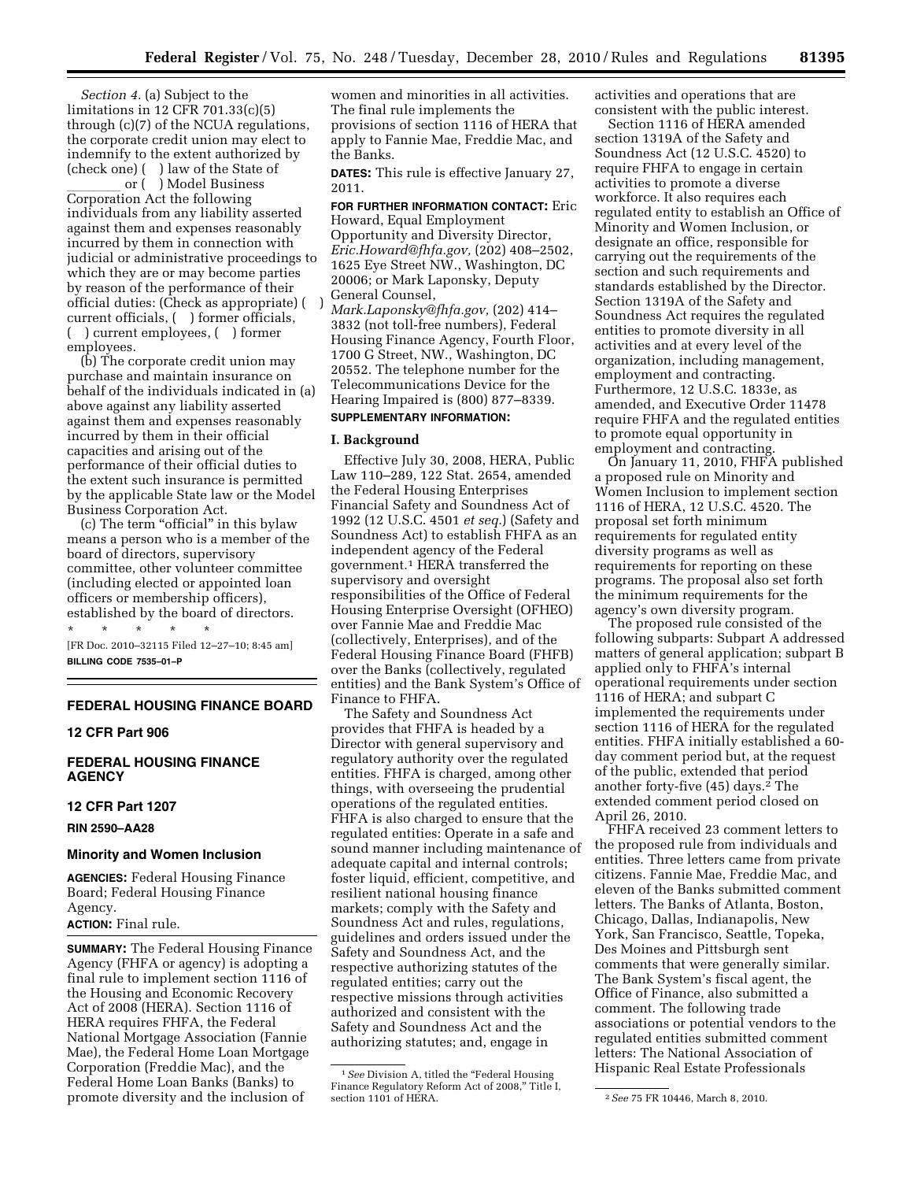*Section 4.* (a) Subject to the limitations in 12 CFR 701.33(c)(5) through (c)(7) of the NCUA regulations, the corporate credit union may elect to indemnify to the extent authorized by (check one) ( ) law of the State of ________ or ( ) Model Business Corporation Act the following individuals from any liability asserted against them and expenses reasonably incurred by them in connection with judicial or administrative proceedings to which they are or may become parties by reason of the performance of their official duties: (Check as appropriate) ( ) current officials, ( ) former officials, ( ) current employees, ( ) former employees.

(b) The corporate credit union may purchase and maintain insurance on behalf of the individuals indicated in (a) above against any liability asserted against them and expenses reasonably incurred by them in their official capacities and arising out of the performance of their official duties to the extent such insurance is permitted by the applicable State law or the Model Business Corporation Act.

(c) The term "official" in this bylaw means a person who is a member of the board of directors, supervisory committee, other volunteer committee (including elected or appointed loan officers or membership officers), established by the board of directors.

\* \* \* \* \*

[FR Doc. 2010–32115 Filed 12–27–10; 8:45 am]

**BILLING CODE 7535–01–P**

## FEDERAL HOUSING FINANCE BOARD

### 12 CFR Part 906

## FEDERAL HOUSING FINANCE AGENCY

### 12 CFR Part 1207

**RIN 2590–AA28**

### Minority and Women Inclusion

**AGENCIES:** Federal Housing Finance Board; Federal Housing Finance Agency.

**ACTION:** Final rule.

**SUMMARY:** The Federal Housing Finance Agency (FHFA or agency) is adopting a final rule to implement section 1116 of the Housing and Economic Recovery Act of 2008 (HERA). Section 1116 of HERA requires FHFA, the Federal National Mortgage Association (Fannie Mae), the Federal Home Loan Mortgage Corporation (Freddie Mac), and the Federal Home Loan Banks (Banks) to promote diversity and the inclusion of women and minorities in all activities. The final rule implements the provisions of section 1116 of HERA that apply to Fannie Mae, Freddie Mac, and the Banks.

**DATES:** This rule is effective January 27, 2011.

**FOR FURTHER INFORMATION CONTACT:** Eric Howard, Equal Employment Opportunity and Diversity Director, *Eric.Howard@fhfa.gov,* (202) 408–2502, 1625 Eye Street NW., Washington, DC 20006; or Mark Laponsky, Deputy General Counsel, *Mark.Laponsky@fhfa.gov,* (202) 414–3832 (not toll-free numbers), Federal Housing Finance Agency, Fourth Floor, 1700 G Street, NW., Washington, DC 20552. The telephone number for the Telecommunications Device for the Hearing Impaired is (800) 877–8339.

**SUPPLEMENTARY INFORMATION:**

### I. Background

Effective July 30, 2008, HERA, Public Law 110–289, 122 Stat. 2654, amended the Federal Housing Enterprises Financial Safety and Soundness Act of 1992 (12 U.S.C. 4501 *et seq.*) (Safety and Soundness Act) to establish FHFA as an independent agency of the Federal government.[1] HERA transferred the supervisory and oversight responsibilities of the Office of Federal Housing Enterprise Oversight (OFHEO) over Fannie Mae and Freddie Mac (collectively, Enterprises), and of the Federal Housing Finance Board (FHFB) over the Banks (collectively, regulated entities) and the Bank System's Office of Finance to FHFA.

The Safety and Soundness Act provides that FHFA is headed by a Director with general supervisory and regulatory authority over the regulated entities. FHFA is charged, among other things, with overseeing the prudential operations of the regulated entities. FHFA is also charged to ensure that the regulated entities: Operate in a safe and sound manner including maintenance of adequate capital and internal controls; foster liquid, efficient, competitive, and resilient national housing finance markets; comply with the Safety and Soundness Act and rules, regulations, guidelines and orders issued under the Safety and Soundness Act, and the respective authorizing statutes of the regulated entities; carry out the respective missions through activities authorized and consistent with the Safety and Soundness Act and the authorizing statutes; and, engage in activities and operations that are consistent with the public interest.

Section 1116 of HERA amended section 1319A of the Safety and Soundness Act (12 U.S.C. 4520) to require FHFA to engage in certain activities to promote a diverse workforce. It also requires each regulated entity to establish an Office of Minority and Women Inclusion, or designate an office, responsible for carrying out the requirements of the section and such requirements and standards established by the Director. Section 1319A of the Safety and Soundness Act requires the regulated entities to promote diversity in all activities and at every level of the organization, including management, employment and contracting. Furthermore, 12 U.S.C. 1833e, as amended, and Executive Order 11478 require FHFA and the regulated entities to promote equal opportunity in employment and contracting.

On January 11, 2010, FHFA published a proposed rule on Minority and Women Inclusion to implement section 1116 of HERA, 12 U.S.C. 4520. The proposal set forth minimum requirements for regulated entity diversity programs as well as requirements for reporting on these programs. The proposal also set forth the minimum requirements for the agency's own diversity program.

The proposed rule consisted of the following subparts: Subpart A addressed matters of general application; subpart B applied only to FHFA's internal operational requirements under section 1116 of HERA; and subpart C implemented the requirements under section 1116 of HERA for the regulated entities. FHFA initially established a 60-day comment period but, at the request of the public, extended that period another forty-five (45) days.[2] The extended comment period closed on April 26, 2010.

FHFA received 23 comment letters to the proposed rule from individuals and entities. Three letters came from private citizens. Fannie Mae, Freddie Mac, and eleven of the Banks submitted comment letters. The Banks of Atlanta, Boston, Chicago, Dallas, Indianapolis, New York, San Francisco, Seattle, Topeka, Des Moines and Pittsburgh sent comments that were generally similar. The Bank System's fiscal agent, the Office of Finance, also submitted a comment. The following trade associations or potential vendors to the regulated entities submitted comment letters: The National Association of Hispanic Real Estate Professionals

[1] *See* Division A, titled the "Federal Housing Finance Regulatory Reform Act of 2008," Title I, section 1101 of HERA.

[2] *See* 75 FR 10446, March 8, 2010.